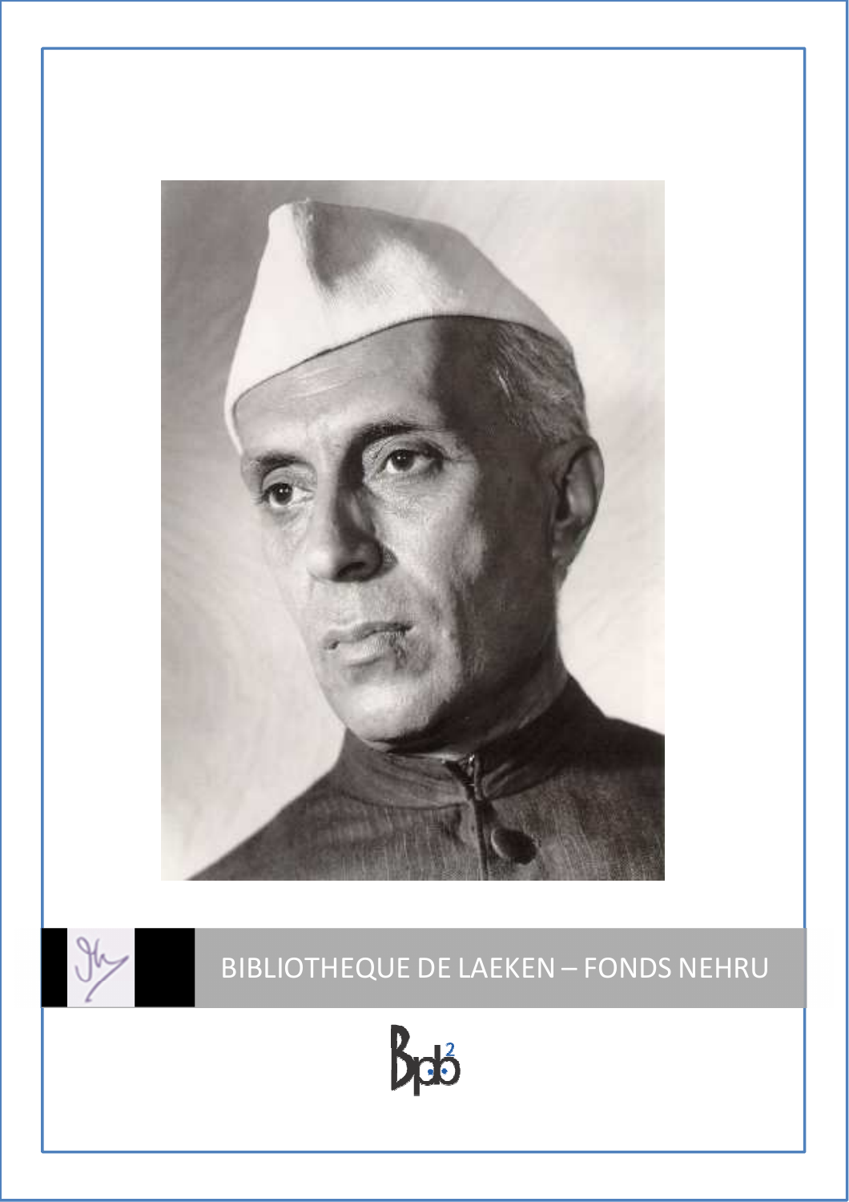# BIBLIOTHEQUE DE LAEKEN – FONDS NEHRU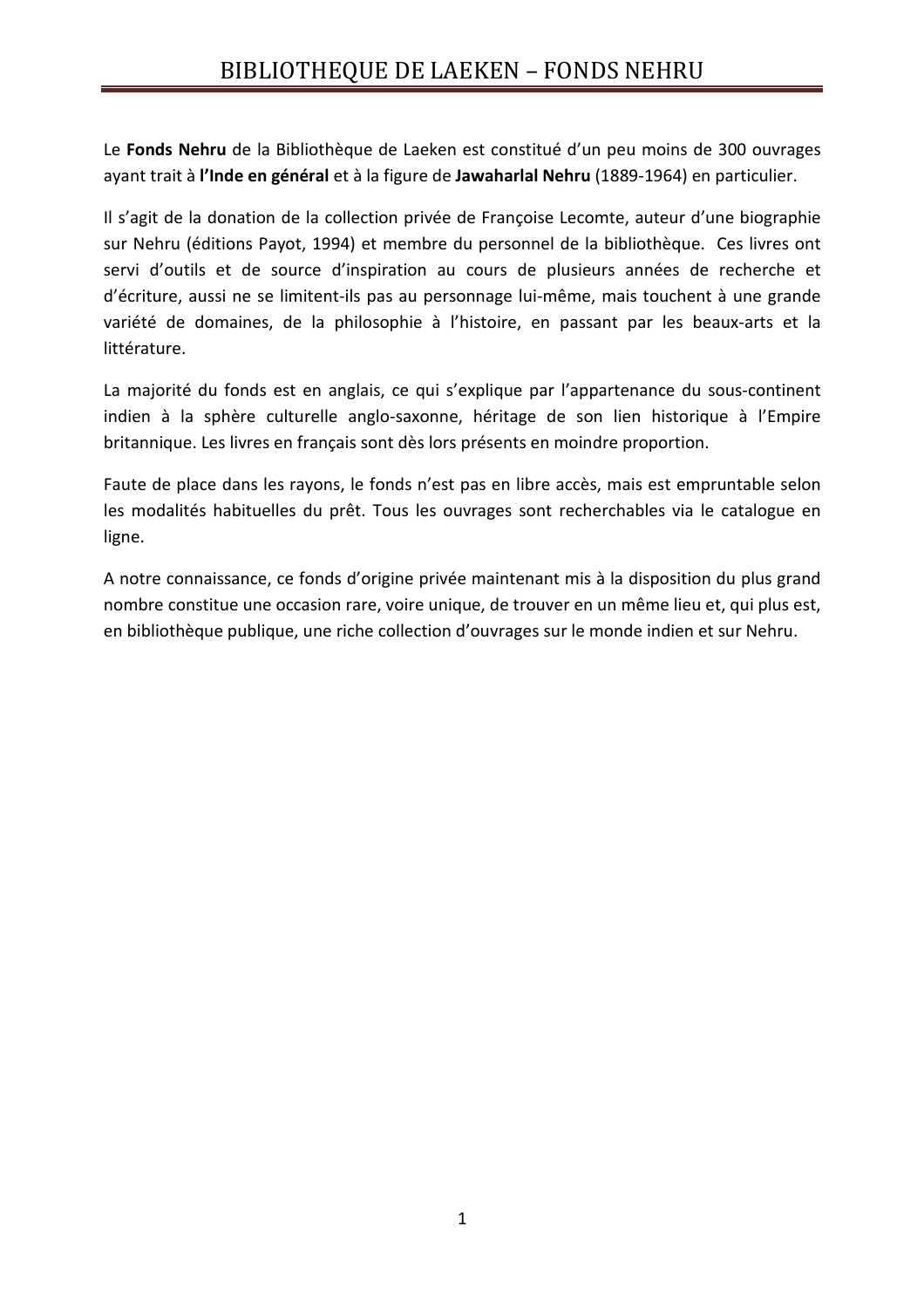Le **Fonds Nehru** de la Bibliothèque de Laeken est constitué d'un peu moins de 300 ouvrages ayant trait à **l'Inde en général** et à la figure de **Jawaharlal Nehru** (1889-1964) en particulier.

Il s'agit de la donation de la collection privée de Françoise Lecomte, auteur d'une biographie sur Nehru (éditions Payot, 1994) et membre du personnel de la bibliothèque. Ces livres ont servi d'outils et de source d'inspiration au cours de plusieurs années de recherche et d'écriture, aussi ne se limitent-ils pas au personnage lui-même, mais touchent à une grande variété de domaines, de la philosophie à l'histoire, en passant par les beaux-arts et la littérature.

La majorité du fonds est en anglais, ce qui s'explique par l'appartenance du sous-continent indien à la sphère culturelle anglo-saxonne, héritage de son lien historique à l'Empire britannique. Les livres en français sont dès lors présents en moindre proportion.

Faute de place dans les rayons, le fonds n'est pas en libre accès, mais est empruntable selon les modalités habituelles du prêt. Tous les ouvrages sont recherchables via le catalogue en ligne.

A notre connaissance, ce fonds d'origine privée maintenant mis à la disposition du plus grand nombre constitue une occasion rare, voire unique, de trouver en un même lieu et, qui plus est, en bibliothèque publique, une riche collection d'ouvrages sur le monde indien et sur Nehru.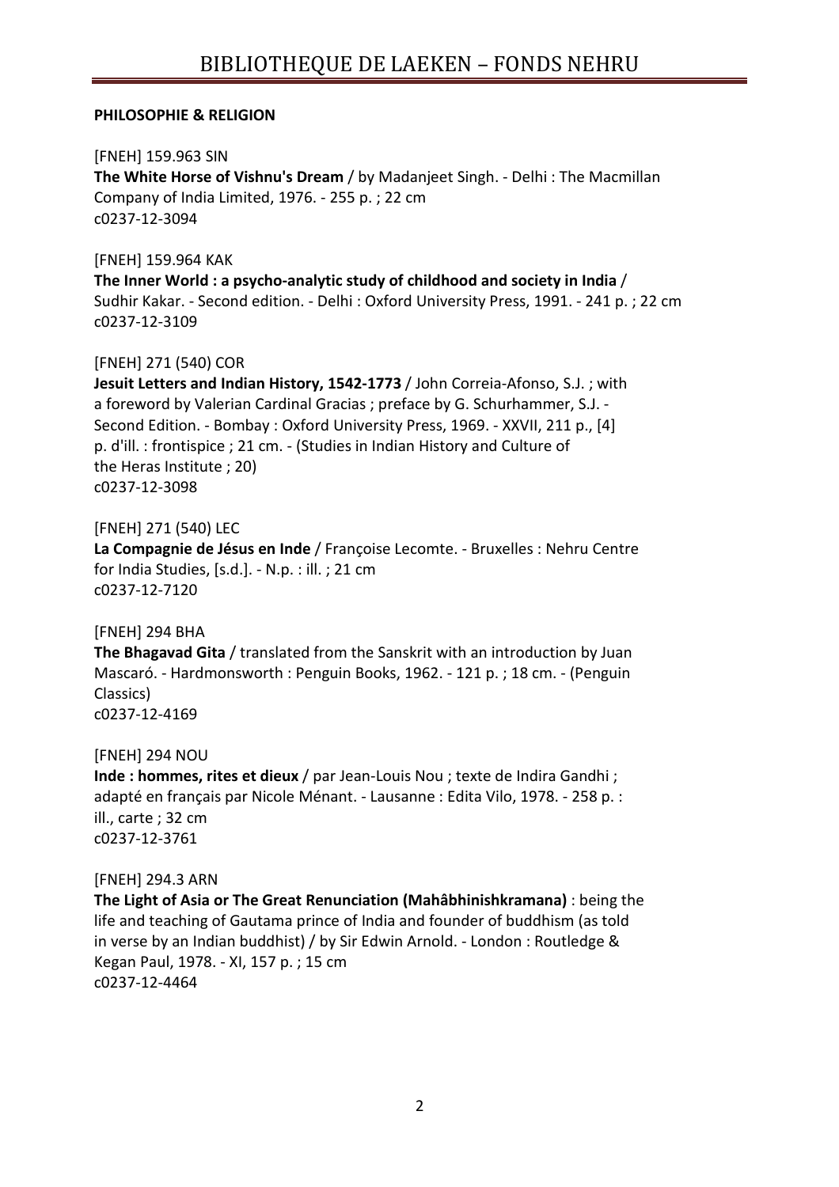**PHILOSOPHIE & RELIGION**

[FNEH] 159.963 SIN
**The White Horse of Vishnu's Dream** / by Madanjeet Singh. - Delhi : The Macmillan Company of India Limited, 1976. - 255 p. ; 22 cm
c0237-12-3094

[FNEH] 159.964 KAK
**The Inner World : a psycho-analytic study of childhood and society in India** / Sudhir Kakar. - Second edition. - Delhi : Oxford University Press, 1991. - 241 p. ; 22 cm
c0237-12-3109

[FNEH] 271 (540) COR
**Jesuit Letters and Indian History, 1542-1773** / John Correia-Afonso, S.J. ; with a foreword by Valerian Cardinal Gracias ; preface by G. Schurhammer, S.J. - Second Edition. - Bombay : Oxford University Press, 1969. - XXVII, 211 p., [4] p. d'ill. : frontispice ; 21 cm. - (Studies in Indian History and Culture of the Heras Institute ; 20)
c0237-12-3098

[FNEH] 271 (540) LEC
**La Compagnie de Jésus en Inde** / Françoise Lecomte. - Bruxelles : Nehru Centre for India Studies, [s.d.]. - N.p. : ill. ; 21 cm
c0237-12-7120

[FNEH] 294 BHA
**The Bhagavad Gita** / translated from the Sanskrit with an introduction by Juan Mascaró. - Hardmonsworth : Penguin Books, 1962. - 121 p. ; 18 cm. - (Penguin Classics)
c0237-12-4169

[FNEH] 294 NOU
**Inde : hommes, rites et dieux** / par Jean-Louis Nou ; texte de Indira Gandhi ; adapté en français par Nicole Ménant. - Lausanne : Edita Vilo, 1978. - 258 p. : ill., carte ; 32 cm
c0237-12-3761

[FNEH] 294.3 ARN
**The Light of Asia or The Great Renunciation (Mahâbhinishkramana)** : being the life and teaching of Gautama prince of India and founder of buddhism (as told in verse by an Indian buddhist) / by Sir Edwin Arnold. - London : Routledge & Kegan Paul, 1978. - XI, 157 p. ; 15 cm
c0237-12-4464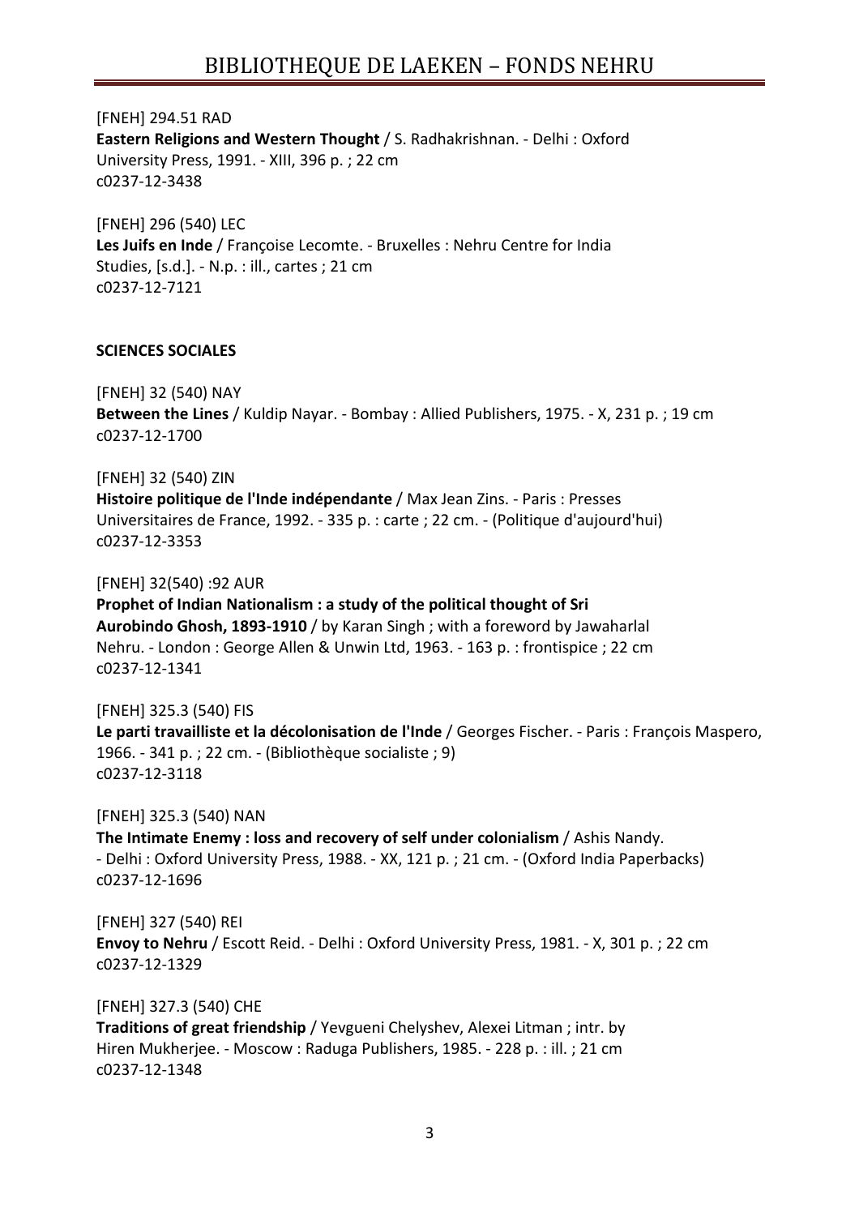[FNEH] 294.51 RAD
**Eastern Religions and Western Thought** / S. Radhakrishnan. - Delhi : Oxford University Press, 1991. - XIII, 396 p. ; 22 cm
c0237-12-3438

[FNEH] 296 (540) LEC
**Les Juifs en Inde** / Françoise Lecomte. - Bruxelles : Nehru Centre for India Studies, [s.d.]. - N.p. : ill., cartes ; 21 cm
c0237-12-7121

**SCIENCES SOCIALES**

[FNEH] 32 (540) NAY
**Between the Lines** / Kuldip Nayar. - Bombay : Allied Publishers, 1975. - X, 231 p. ; 19 cm
c0237-12-1700

[FNEH] 32 (540) ZIN
**Histoire politique de l'Inde indépendante** / Max Jean Zins. - Paris : Presses Universitaires de France, 1992. - 335 p. : carte ; 22 cm. - (Politique d'aujourd'hui)
c0237-12-3353

[FNEH] 32(540) :92 AUR
**Prophet of Indian Nationalism : a study of the political thought of Sri Aurobindo Ghosh, 1893-1910** / by Karan Singh ; with a foreword by Jawaharlal Nehru. - London : George Allen & Unwin Ltd, 1963. - 163 p. : frontispice ; 22 cm
c0237-12-1341

[FNEH] 325.3 (540) FIS
**Le parti travailliste et la décolonisation de l'Inde** / Georges Fischer. - Paris : François Maspero, 1966. - 341 p. ; 22 cm. - (Bibliothèque socialiste ; 9)
c0237-12-3118

[FNEH] 325.3 (540) NAN
**The Intimate Enemy : loss and recovery of self under colonialism** / Ashis Nandy. - Delhi : Oxford University Press, 1988. - XX, 121 p. ; 21 cm. - (Oxford India Paperbacks)
c0237-12-1696

[FNEH] 327 (540) REI
**Envoy to Nehru** / Escott Reid. - Delhi : Oxford University Press, 1981. - X, 301 p. ; 22 cm
c0237-12-1329

[FNEH] 327.3 (540) CHE
**Traditions of great friendship** / Yevgueni Chelyshev, Alexei Litman ; intr. by Hiren Mukherjee. - Moscow : Raduga Publishers, 1985. - 228 p. : ill. ; 21 cm
c0237-12-1348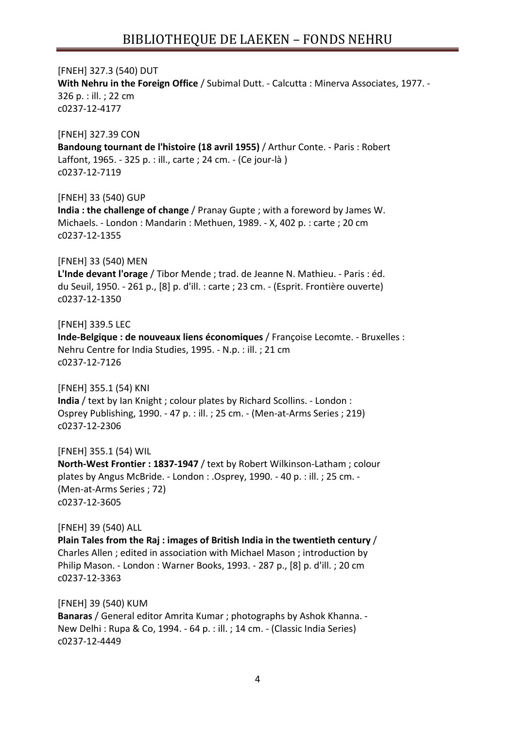[FNEH] 327.3 (540) DUT
**With Nehru in the Foreign Office** / Subimal Dutt. - Calcutta : Minerva Associates, 1977. - 326 p. : ill. ; 22 cm
c0237-12-4177

[FNEH] 327.39 CON
**Bandoung tournant de l'histoire (18 avril 1955)** / Arthur Conte. - Paris : Robert Laffont, 1965. - 325 p. : ill., carte ; 24 cm. - (Ce jour-là )
c0237-12-7119

[FNEH] 33 (540) GUP
**India : the challenge of change** / Pranay Gupte ; with a foreword by James W. Michaels. - London : Mandarin : Methuen, 1989. - X, 402 p. : carte ; 20 cm
c0237-12-1355

[FNEH] 33 (540) MEN
**L'Inde devant l'orage** / Tibor Mende ; trad. de Jeanne N. Mathieu. - Paris : éd. du Seuil, 1950. - 261 p., [8] p. d'ill. : carte ; 23 cm. - (Esprit. Frontière ouverte)
c0237-12-1350

[FNEH] 339.5 LEC
**Inde-Belgique : de nouveaux liens économiques** / Françoise Lecomte. - Bruxelles : Nehru Centre for India Studies, 1995. - N.p. : ill. ; 21 cm
c0237-12-7126

[FNEH] 355.1 (54) KNI
**India** / text by Ian Knight ; colour plates by Richard Scollins. - London : Osprey Publishing, 1990. - 47 p. : ill. ; 25 cm. - (Men-at-Arms Series ; 219)
c0237-12-2306

[FNEH] 355.1 (54) WIL
**North-West Frontier : 1837-1947** / text by Robert Wilkinson-Latham ; colour plates by Angus McBride. - London : .Osprey, 1990. - 40 p. : ill. ; 25 cm. - (Men-at-Arms Series ; 72)
c0237-12-3605

[FNEH] 39 (540) ALL
**Plain Tales from the Raj : images of British India in the twentieth century** / Charles Allen ; edited in association with Michael Mason ; introduction by Philip Mason. - London : Warner Books, 1993. - 287 p., [8] p. d'ill. ; 20 cm
c0237-12-3363

[FNEH] 39 (540) KUM
**Banaras** / General editor Amrita Kumar ; photographs by Ashok Khanna. - New Delhi : Rupa & Co, 1994. - 64 p. : ill. ; 14 cm. - (Classic India Series)
c0237-12-4449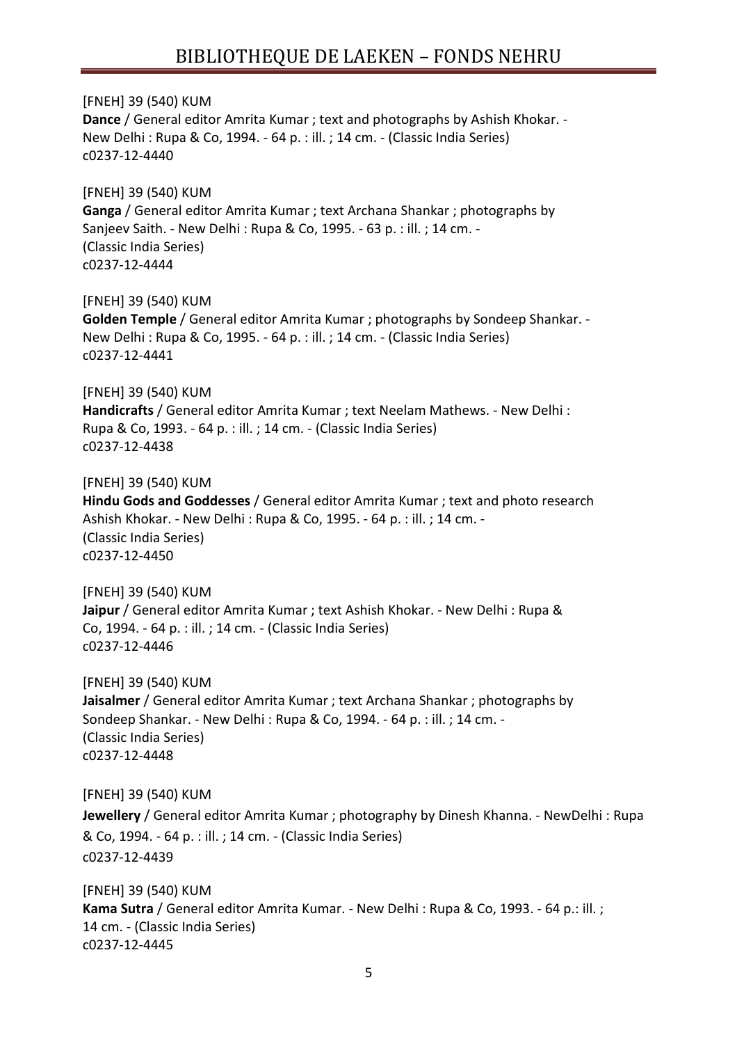[FNEH] 39 (540) KUM
**Dance** / General editor Amrita Kumar ; text and photographs by Ashish Khokar. - New Delhi : Rupa & Co, 1994. - 64 p. : ill. ; 14 cm. - (Classic India Series)
c0237-12-4440

[FNEH] 39 (540) KUM
**Ganga** / General editor Amrita Kumar ; text Archana Shankar ; photographs by Sanjeev Saith. - New Delhi : Rupa & Co, 1995. - 63 p. : ill. ; 14 cm. - (Classic India Series)
c0237-12-4444

[FNEH] 39 (540) KUM
**Golden Temple** / General editor Amrita Kumar ; photographs by Sondeep Shankar. - New Delhi : Rupa & Co, 1995. - 64 p. : ill. ; 14 cm. - (Classic India Series)
c0237-12-4441

[FNEH] 39 (540) KUM
**Handicrafts** / General editor Amrita Kumar ; text Neelam Mathews. - New Delhi : Rupa & Co, 1993. - 64 p. : ill. ; 14 cm. - (Classic India Series)
c0237-12-4438

[FNEH] 39 (540) KUM
**Hindu Gods and Goddesses** / General editor Amrita Kumar ; text and photo research Ashish Khokar. - New Delhi : Rupa & Co, 1995. - 64 p. : ill. ; 14 cm. - (Classic India Series)
c0237-12-4450

[FNEH] 39 (540) KUM
**Jaipur** / General editor Amrita Kumar ; text Ashish Khokar. - New Delhi : Rupa & Co, 1994. - 64 p. : ill. ; 14 cm. - (Classic India Series)
c0237-12-4446

[FNEH] 39 (540) KUM
**Jaisalmer** / General editor Amrita Kumar ; text Archana Shankar ; photographs by Sondeep Shankar. - New Delhi : Rupa & Co, 1994. - 64 p. : ill. ; 14 cm. - (Classic India Series)
c0237-12-4448

[FNEH] 39 (540) KUM
**Jewellery** / General editor Amrita Kumar ; photography by Dinesh Khanna. - NewDelhi : Rupa & Co, 1994. - 64 p. : ill. ; 14 cm. - (Classic India Series)
c0237-12-4439

[FNEH] 39 (540) KUM
**Kama Sutra** / General editor Amrita Kumar. - New Delhi : Rupa & Co, 1993. - 64 p.: ill. ; 14 cm. - (Classic India Series)
c0237-12-4445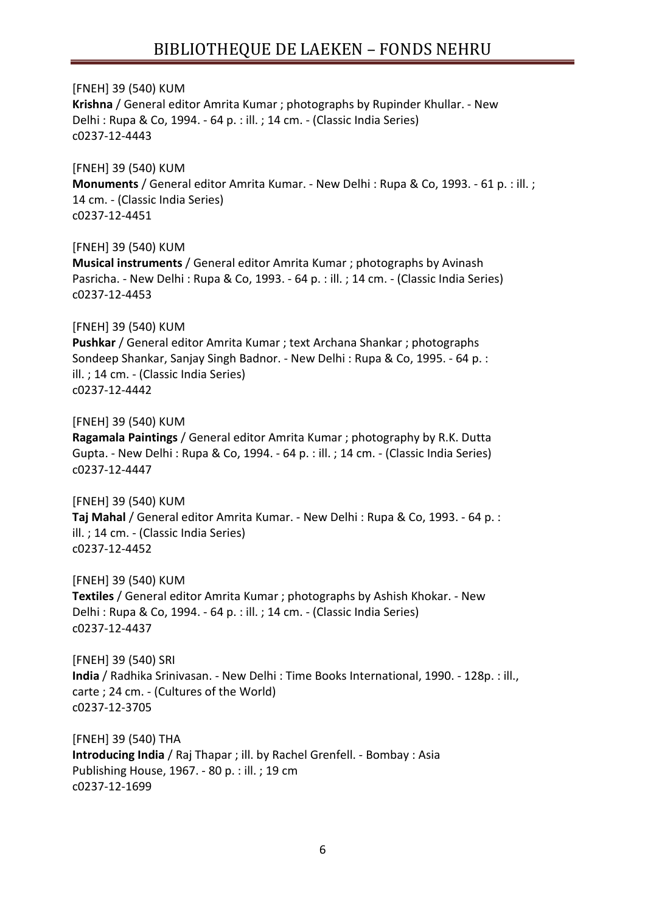[FNEH] 39 (540) KUM
**Krishna** / General editor Amrita Kumar ; photographs by Rupinder Khullar. - New Delhi : Rupa & Co, 1994. - 64 p. : ill. ; 14 cm. - (Classic India Series)
c0237-12-4443

[FNEH] 39 (540) KUM
**Monuments** / General editor Amrita Kumar. - New Delhi : Rupa & Co, 1993. - 61 p. : ill. ; 14 cm. - (Classic India Series)
c0237-12-4451

[FNEH] 39 (540) KUM
**Musical instruments** / General editor Amrita Kumar ; photographs by Avinash Pasricha. - New Delhi : Rupa & Co, 1993. - 64 p. : ill. ; 14 cm. - (Classic India Series)
c0237-12-4453

[FNEH] 39 (540) KUM
**Pushkar** / General editor Amrita Kumar ; text Archana Shankar ; photographs Sondeep Shankar, Sanjay Singh Badnor. - New Delhi : Rupa & Co, 1995. - 64 p. : ill. ; 14 cm. - (Classic India Series)
c0237-12-4442

[FNEH] 39 (540) KUM
**Ragamala Paintings** / General editor Amrita Kumar ; photography by R.K. Dutta Gupta. - New Delhi : Rupa & Co, 1994. - 64 p. : ill. ; 14 cm. - (Classic India Series)
c0237-12-4447

[FNEH] 39 (540) KUM
**Taj Mahal** / General editor Amrita Kumar. - New Delhi : Rupa & Co, 1993. - 64 p. : ill. ; 14 cm. - (Classic India Series)
c0237-12-4452

[FNEH] 39 (540) KUM
**Textiles** / General editor Amrita Kumar ; photographs by Ashish Khokar. - New Delhi : Rupa & Co, 1994. - 64 p. : ill. ; 14 cm. - (Classic India Series)
c0237-12-4437

[FNEH] 39 (540) SRI
**India** / Radhika Srinivasan. - New Delhi : Time Books International, 1990. - 128p. : ill., carte ; 24 cm. - (Cultures of the World)
c0237-12-3705

[FNEH] 39 (540) THA
**Introducing India** / Raj Thapar ; ill. by Rachel Grenfell. - Bombay : Asia Publishing House, 1967. - 80 p. : ill. ; 19 cm
c0237-12-1699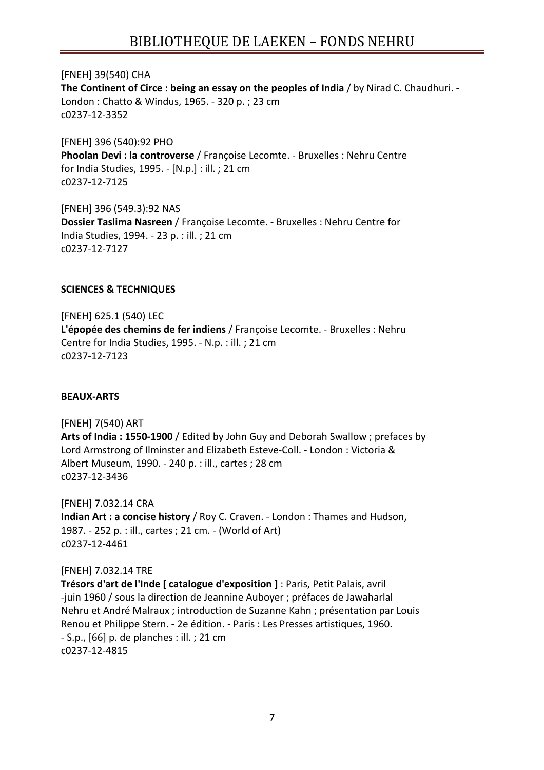[FNEH] 39(540) CHA
**The Continent of Circe : being an essay on the peoples of India** / by Nirad C. Chaudhuri. - London : Chatto & Windus, 1965. - 320 p. ; 23 cm
c0237-12-3352

[FNEH] 396 (540):92 PHO
**Phoolan Devi : la controverse** / Françoise Lecomte. - Bruxelles : Nehru Centre for India Studies, 1995. - [N.p.] : ill. ; 21 cm
c0237-12-7125

[FNEH] 396 (549.3):92 NAS
**Dossier Taslima Nasreen** / Françoise Lecomte. - Bruxelles : Nehru Centre for India Studies, 1994. - 23 p. : ill. ; 21 cm
c0237-12-7127

**SCIENCES & TECHNIQUES**

[FNEH] 625.1 (540) LEC
**L'épopée des chemins de fer indiens** / Françoise Lecomte. - Bruxelles : Nehru Centre for India Studies, 1995. - N.p. : ill. ; 21 cm
c0237-12-7123

**BEAUX-ARTS**

[FNEH] 7(540) ART
**Arts of India : 1550-1900** / Edited by John Guy and Deborah Swallow ; prefaces by Lord Armstrong of Ilminster and Elizabeth Esteve-Coll. - London : Victoria & Albert Museum, 1990. - 240 p. : ill., cartes ; 28 cm
c0237-12-3436

[FNEH] 7.032.14 CRA
**Indian Art : a concise history** / Roy C. Craven. - London : Thames and Hudson, 1987. - 252 p. : ill., cartes ; 21 cm. - (World of Art)
c0237-12-4461

[FNEH] 7.032.14 TRE
**Trésors d'art de l'Inde [ catalogue d'exposition ]** : Paris, Petit Palais, avril -juin 1960 / sous la direction de Jeannine Auboyer ; préfaces de Jawaharlal Nehru et André Malraux ; introduction de Suzanne Kahn ; présentation par Louis Renou et Philippe Stern. - 2e édition. - Paris : Les Presses artistiques, 1960. - S.p., [66] p. de planches : ill. ; 21 cm
c0237-12-4815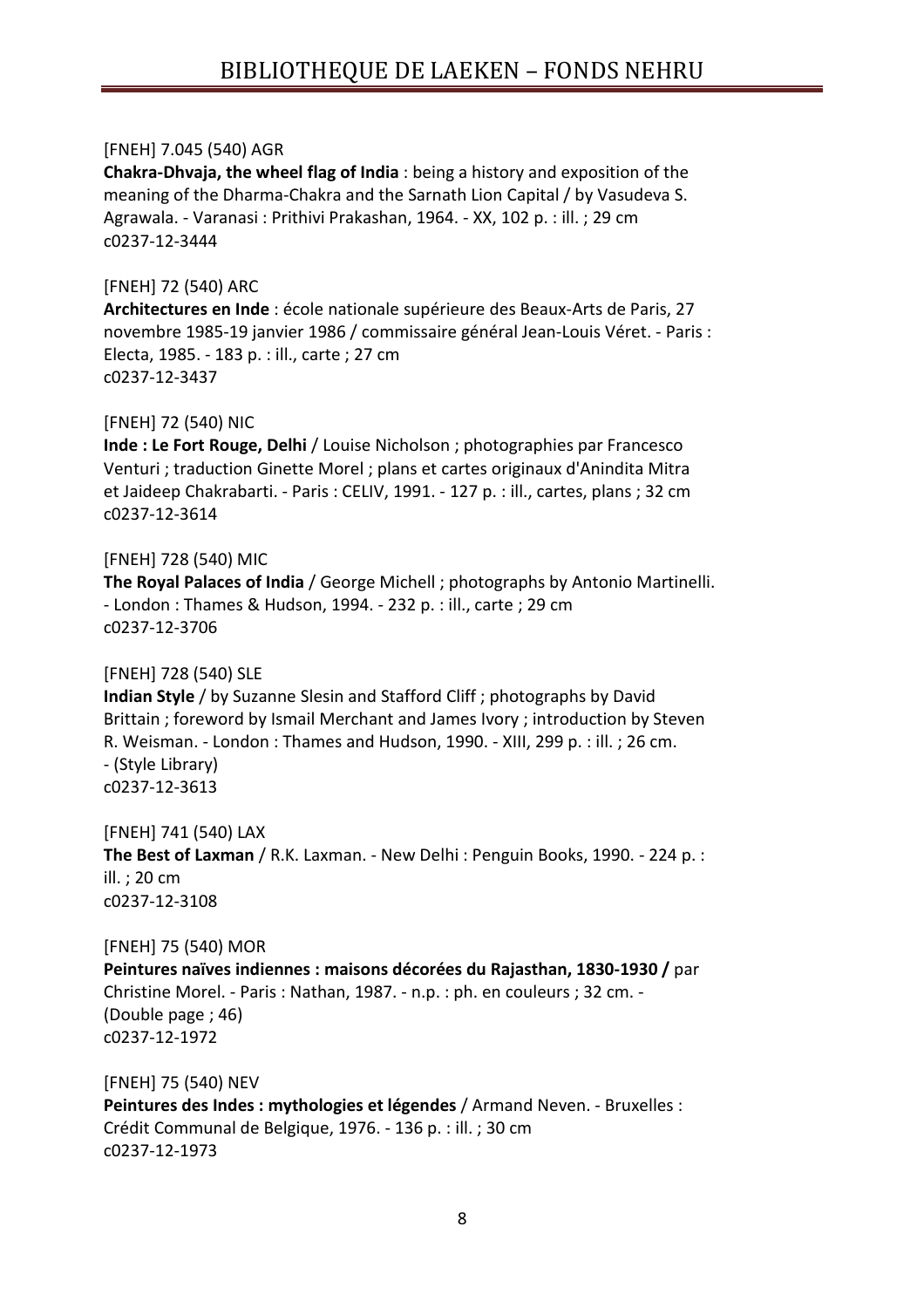[FNEH] 7.045 (540) AGR
**Chakra-Dhvaja, the wheel flag of India** : being a history and exposition of the meaning of the Dharma-Chakra and the Sarnath Lion Capital / by Vasudeva S. Agrawala. - Varanasi : Prithivi Prakashan, 1964. - XX, 102 p. : ill. ; 29 cm
c0237-12-3444

[FNEH] 72 (540) ARC
**Architectures en Inde** : école nationale supérieure des Beaux-Arts de Paris, 27 novembre 1985-19 janvier 1986 / commissaire général Jean-Louis Véret. - Paris : Electa, 1985. - 183 p. : ill., carte ; 27 cm
c0237-12-3437

[FNEH] 72 (540) NIC
**Inde : Le Fort Rouge, Delhi** / Louise Nicholson ; photographies par Francesco Venturi ; traduction Ginette Morel ; plans et cartes originaux d'Anindita Mitra et Jaideep Chakrabarti. - Paris : CELIV, 1991. - 127 p. : ill., cartes, plans ; 32 cm
c0237-12-3614

[FNEH] 728 (540) MIC
**The Royal Palaces of India** / George Michell ; photographs by Antonio Martinelli. - London : Thames & Hudson, 1994. - 232 p. : ill., carte ; 29 cm
c0237-12-3706

[FNEH] 728 (540) SLE
**Indian Style** / by Suzanne Slesin and Stafford Cliff ; photographs by David Brittain ; foreword by Ismail Merchant and James Ivory ; introduction by Steven R. Weisman. - London : Thames and Hudson, 1990. - XIII, 299 p. : ill. ; 26 cm. - (Style Library)
c0237-12-3613

[FNEH] 741 (540) LAX
**The Best of Laxman** / R.K. Laxman. - New Delhi : Penguin Books, 1990. - 224 p. : ill. ; 20 cm
c0237-12-3108

[FNEH] 75 (540) MOR
**Peintures naïves indiennes : maisons décorées du Rajasthan, 1830-1930 /** par Christine Morel. - Paris : Nathan, 1987. - n.p. : ph. en couleurs ; 32 cm. - (Double page ; 46)
c0237-12-1972

[FNEH] 75 (540) NEV
**Peintures des Indes : mythologies et légendes** / Armand Neven. - Bruxelles : Crédit Communal de Belgique, 1976. - 136 p. : ill. ; 30 cm
c0237-12-1973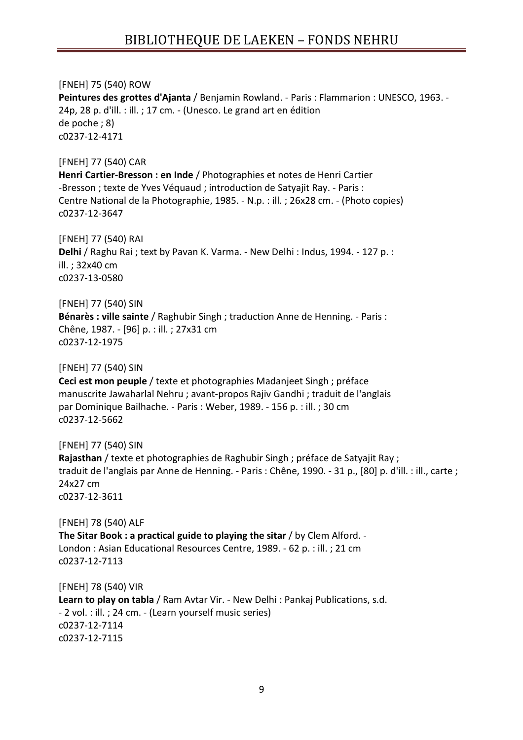[FNEH] 75 (540) ROW
**Peintures des grottes d'Ajanta** / Benjamin Rowland. - Paris : Flammarion : UNESCO, 1963. - 24p, 28 p. d'ill. : ill. ; 17 cm. - (Unesco. Le grand art en édition de poche ; 8)
c0237-12-4171

[FNEH] 77 (540) CAR
**Henri Cartier-Bresson : en Inde** / Photographies et notes de Henri Cartier -Bresson ; texte de Yves Véquaud ; introduction de Satyajit Ray. - Paris : Centre National de la Photographie, 1985. - N.p. : ill. ; 26x28 cm. - (Photo copies)
c0237-12-3647

[FNEH] 77 (540) RAI
**Delhi** / Raghu Rai ; text by Pavan K. Varma. - New Delhi : Indus, 1994. - 127 p. : ill. ; 32x40 cm
c0237-13-0580

[FNEH] 77 (540) SIN
**Bénarès : ville sainte** / Raghubir Singh ; traduction Anne de Henning. - Paris : Chêne, 1987. - [96] p. : ill. ; 27x31 cm
c0237-12-1975

[FNEH] 77 (540) SIN
**Ceci est mon peuple** / texte et photographies Madanjeet Singh ; préface manuscrite Jawaharlal Nehru ; avant-propos Rajiv Gandhi ; traduit de l'anglais par Dominique Bailhache. - Paris : Weber, 1989. - 156 p. : ill. ; 30 cm
c0237-12-5662

[FNEH] 77 (540) SIN
**Rajasthan** / texte et photographies de Raghubir Singh ; préface de Satyajit Ray ; traduit de l'anglais par Anne de Henning. - Paris : Chêne, 1990. - 31 p., [80] p. d'ill. : ill., carte ; 24x27 cm
c0237-12-3611

[FNEH] 78 (540) ALF
**The Sitar Book : a practical guide to playing the sitar** / by Clem Alford. - London : Asian Educational Resources Centre, 1989. - 62 p. : ill. ; 21 cm
c0237-12-7113

[FNEH] 78 (540) VIR
**Learn to play on tabla** / Ram Avtar Vir. - New Delhi : Pankaj Publications, s.d. - 2 vol. : ill. ; 24 cm. - (Learn yourself music series)
c0237-12-7114
c0237-12-7115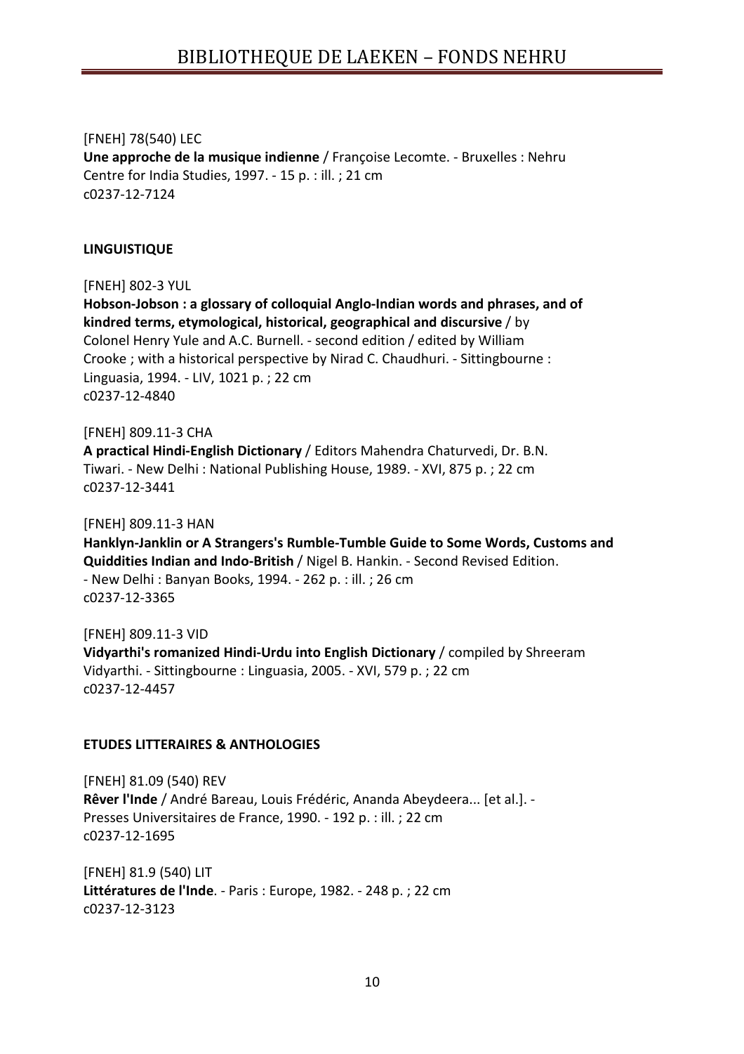[FNEH] 78(540) LEC
**Une approche de la musique indienne** / Françoise Lecomte. - Bruxelles : Nehru Centre for India Studies, 1997. - 15 p. : ill. ; 21 cm
c0237-12-7124

**LINGUISTIQUE**

[FNEH] 802-3 YUL
**Hobson-Jobson : a glossary of colloquial Anglo-Indian words and phrases, and of kindred terms, etymological, historical, geographical and discursive** / by Colonel Henry Yule and A.C. Burnell. - second edition / edited by William Crooke ; with a historical perspective by Nirad C. Chaudhuri. - Sittingbourne : Linguasia, 1994. - LIV, 1021 p. ; 22 cm
c0237-12-4840

[FNEH] 809.11-3 CHA
**A practical Hindi-English Dictionary** / Editors Mahendra Chaturvedi, Dr. B.N. Tiwari. - New Delhi : National Publishing House, 1989. - XVI, 875 p. ; 22 cm
c0237-12-3441

[FNEH] 809.11-3 HAN
**Hanklyn-Janklin or A Strangers's Rumble-Tumble Guide to Some Words, Customs and Quiddities Indian and Indo-British** / Nigel B. Hankin. - Second Revised Edition. - New Delhi : Banyan Books, 1994. - 262 p. : ill. ; 26 cm
c0237-12-3365

[FNEH] 809.11-3 VID
**Vidyarthi's romanized Hindi-Urdu into English Dictionary** / compiled by Shreeram Vidyarthi. - Sittingbourne : Linguasia, 2005. - XVI, 579 p. ; 22 cm
c0237-12-4457

**ETUDES LITTERAIRES & ANTHOLOGIES**

[FNEH] 81.09 (540) REV
**Rêver l'Inde** / André Bareau, Louis Frédéric, Ananda Abeydeera... [et al.]. - Presses Universitaires de France, 1990. - 192 p. : ill. ; 22 cm
c0237-12-1695

[FNEH] 81.9 (540) LIT
**Littératures de l'Inde**. - Paris : Europe, 1982. - 248 p. ; 22 cm
c0237-12-3123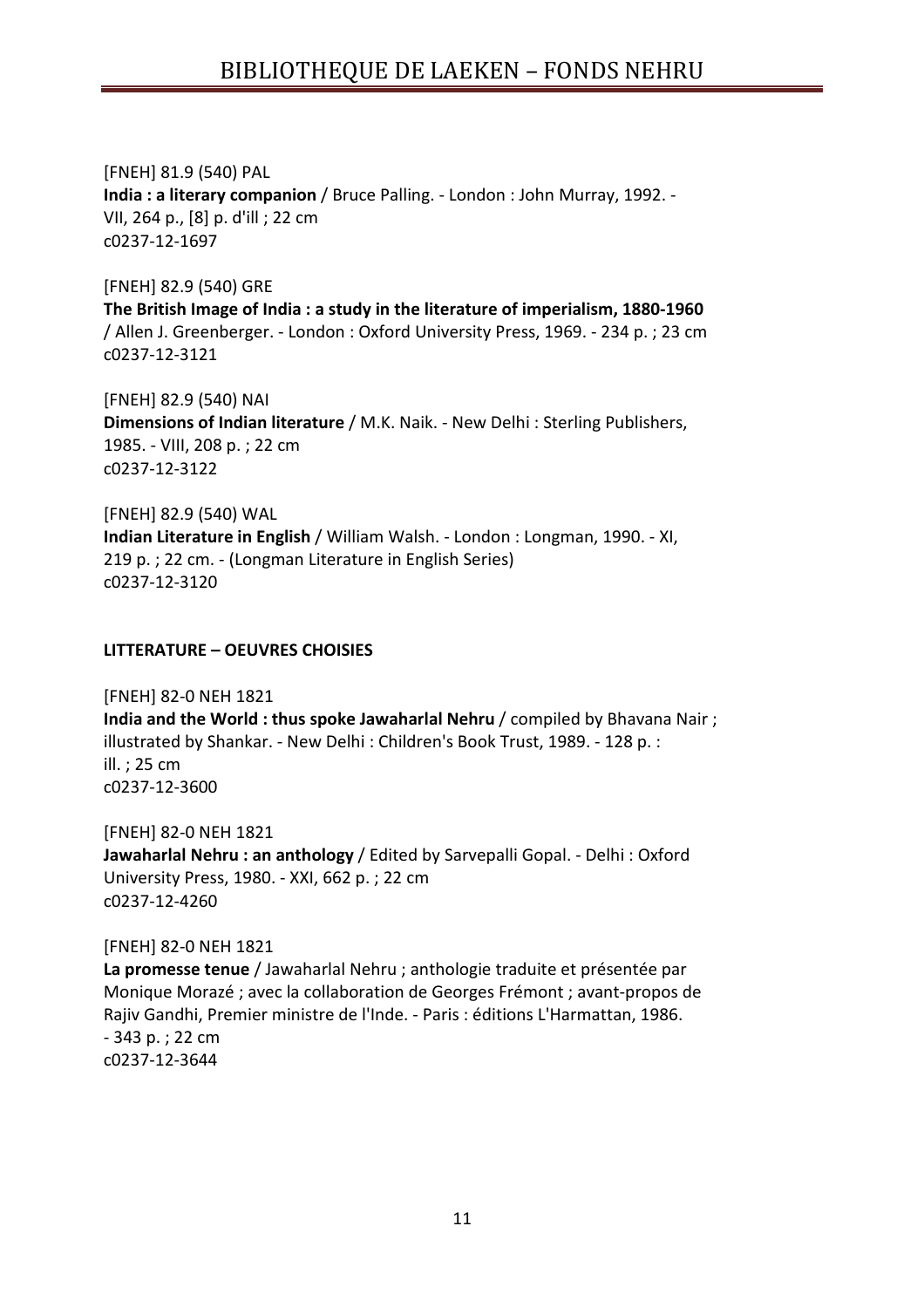[FNEH] 81.9 (540) PAL
**India : a literary companion** / Bruce Palling. - London : John Murray, 1992. - VII, 264 p., [8] p. d'ill ; 22 cm
c0237-12-1697

[FNEH] 82.9 (540) GRE
**The British Image of India : a study in the literature of imperialism, 1880-1960** / Allen J. Greenberger. - London : Oxford University Press, 1969. - 234 p. ; 23 cm
c0237-12-3121

[FNEH] 82.9 (540) NAI
**Dimensions of Indian literature** / M.K. Naik. - New Delhi : Sterling Publishers, 1985. - VIII, 208 p. ; 22 cm
c0237-12-3122

[FNEH] 82.9 (540) WAL
**Indian Literature in English** / William Walsh. - London : Longman, 1990. - XI, 219 p. ; 22 cm. - (Longman Literature in English Series)
c0237-12-3120

**LITTERATURE – OEUVRES CHOISIES**

[FNEH] 82-0 NEH 1821
**India and the World : thus spoke Jawaharlal Nehru** / compiled by Bhavana Nair ; illustrated by Shankar. - New Delhi : Children's Book Trust, 1989. - 128 p. : ill. ; 25 cm
c0237-12-3600

[FNEH] 82-0 NEH 1821
**Jawaharlal Nehru : an anthology** / Edited by Sarvepalli Gopal. - Delhi : Oxford University Press, 1980. - XXI, 662 p. ; 22 cm
c0237-12-4260

[FNEH] 82-0 NEH 1821
**La promesse tenue** / Jawaharlal Nehru ; anthologie traduite et présentée par Monique Morazé ; avec la collaboration de Georges Frémont ; avant-propos de Rajiv Gandhi, Premier ministre de l'Inde. - Paris : éditions L'Harmattan, 1986. - 343 p. ; 22 cm
c0237-12-3644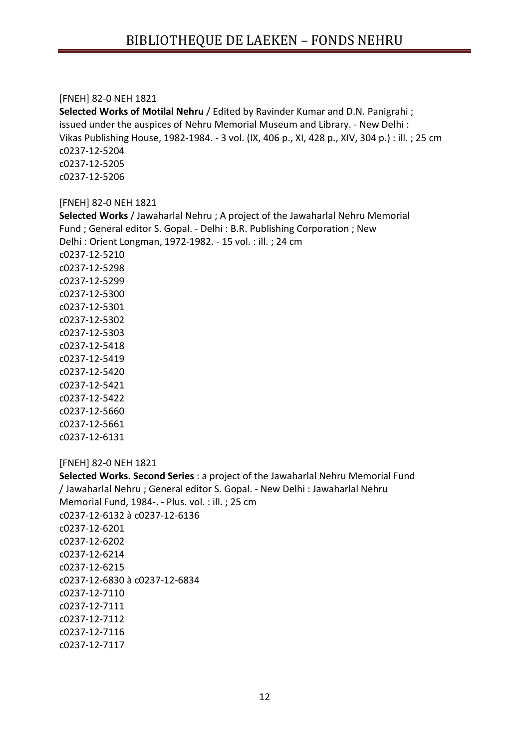[FNEH] 82-0 NEH 1821
**Selected Works of Motilal Nehru** / Edited by Ravinder Kumar and D.N. Panigrahi ; issued under the auspices of Nehru Memorial Museum and Library. - New Delhi : Vikas Publishing House, 1982-1984. - 3 vol. (IX, 406 p., XI, 428 p., XIV, 304 p.) : ill. ; 25 cm
c0237-12-5204
c0237-12-5205
c0237-12-5206

[FNEH] 82-0 NEH 1821
**Selected Works** / Jawaharlal Nehru ; A project of the Jawaharlal Nehru Memorial Fund ; General editor S. Gopal. - Delhi : B.R. Publishing Corporation ; New Delhi : Orient Longman, 1972-1982. - 15 vol. : ill. ; 24 cm
c0237-12-5210
c0237-12-5298
c0237-12-5299
c0237-12-5300
c0237-12-5301
c0237-12-5302
c0237-12-5303
c0237-12-5418
c0237-12-5419
c0237-12-5420
c0237-12-5421
c0237-12-5422
c0237-12-5660
c0237-12-5661
c0237-12-6131

[FNEH] 82-0 NEH 1821
**Selected Works. Second Series** : a project of the Jawaharlal Nehru Memorial Fund / Jawaharlal Nehru ; General editor S. Gopal. - New Delhi : Jawaharlal Nehru Memorial Fund, 1984-. - Plus. vol. : ill. ; 25 cm
c0237-12-6132 à c0237-12-6136
c0237-12-6201
c0237-12-6202
c0237-12-6214
c0237-12-6215
c0237-12-6830 à c0237-12-6834
c0237-12-7110
c0237-12-7111
c0237-12-7112
c0237-12-7116
c0237-12-7117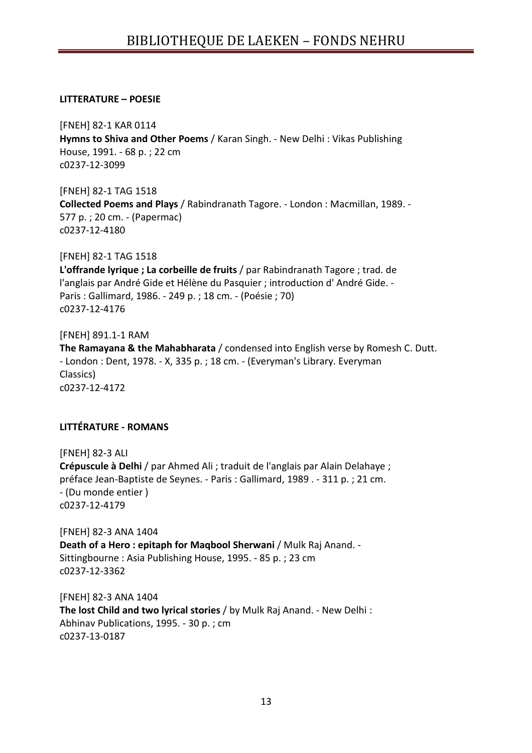## LITTERATURE – POESIE

[FNEH] 82-1 KAR 0114
**Hymns to Shiva and Other Poems** / Karan Singh. - New Delhi : Vikas Publishing House, 1991. - 68 p. ; 22 cm
c0237-12-3099

[FNEH] 82-1 TAG 1518
**Collected Poems and Plays** / Rabindranath Tagore. - London : Macmillan, 1989. - 577 p. ; 20 cm. - (Papermac)
c0237-12-4180

[FNEH] 82-1 TAG 1518
**L'offrande lyrique ; La corbeille de fruits** / par Rabindranath Tagore ; trad. de l'anglais par André Gide et Hélène du Pasquier ; introduction d' André Gide. - Paris : Gallimard, 1986. - 249 p. ; 18 cm. - (Poésie ; 70)
c0237-12-4176

[FNEH] 891.1-1 RAM
**The Ramayana & the Mahabharata** / condensed into English verse by Romesh C. Dutt. - London : Dent, 1978. - X, 335 p. ; 18 cm. - (Everyman's Library. Everyman Classics)
c0237-12-4172

## LITTÉRATURE - ROMANS

[FNEH] 82-3 ALI
**Crépuscule à Delhi** / par Ahmed Ali ; traduit de l'anglais par Alain Delahaye ; préface Jean-Baptiste de Seynes. - Paris : Gallimard, 1989 . - 311 p. ; 21 cm. - (Du monde entier )
c0237-12-4179

[FNEH] 82-3 ANA 1404
**Death of a Hero : epitaph for Maqbool Sherwani** / Mulk Raj Anand. - Sittingbourne : Asia Publishing House, 1995. - 85 p. ; 23 cm
c0237-12-3362

[FNEH] 82-3 ANA 1404
**The lost Child and two lyrical stories** / by Mulk Raj Anand. - New Delhi : Abhinav Publications, 1995. - 30 p. ; cm
c0237-13-0187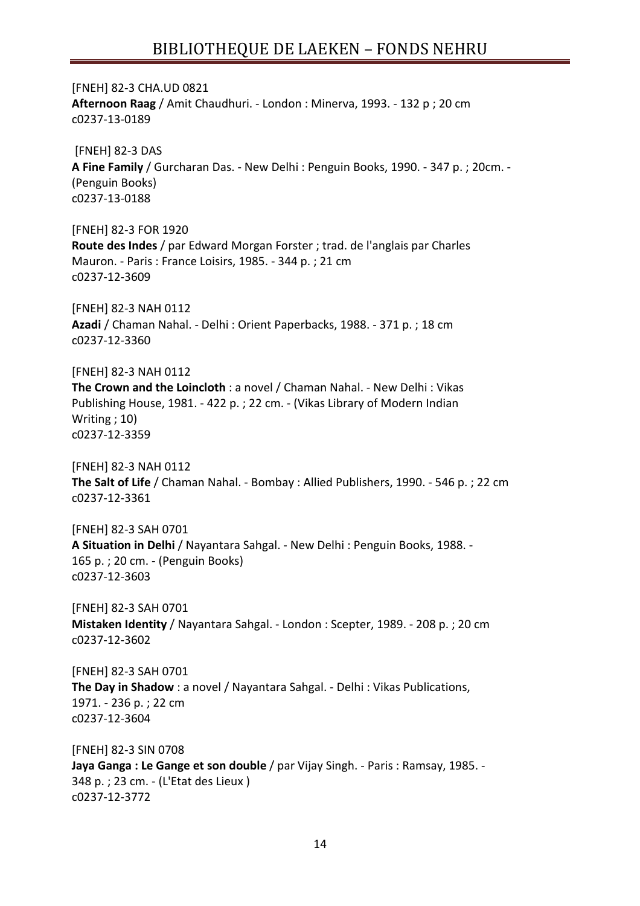[FNEH] 82-3 CHA.UD 0821
**Afternoon Raag** / Amit Chaudhuri. - London : Minerva, 1993. - 132 p ; 20 cm
c0237-13-0189

[FNEH] 82-3 DAS
**A Fine Family** / Gurcharan Das. - New Delhi : Penguin Books, 1990. - 347 p. ; 20cm. - (Penguin Books)
c0237-13-0188

[FNEH] 82-3 FOR 1920
**Route des Indes** / par Edward Morgan Forster ; trad. de l'anglais par Charles Mauron. - Paris : France Loisirs, 1985. - 344 p. ; 21 cm
c0237-12-3609

[FNEH] 82-3 NAH 0112
**Azadi** / Chaman Nahal. - Delhi : Orient Paperbacks, 1988. - 371 p. ; 18 cm
c0237-12-3360

[FNEH] 82-3 NAH 0112
**The Crown and the Loincloth** : a novel / Chaman Nahal. - New Delhi : Vikas Publishing House, 1981. - 422 p. ; 22 cm. - (Vikas Library of Modern Indian Writing ; 10)
c0237-12-3359

[FNEH] 82-3 NAH 0112
**The Salt of Life** / Chaman Nahal. - Bombay : Allied Publishers, 1990. - 546 p. ; 22 cm
c0237-12-3361

[FNEH] 82-3 SAH 0701
**A Situation in Delhi** / Nayantara Sahgal. - New Delhi : Penguin Books, 1988. - 165 p. ; 20 cm. - (Penguin Books)
c0237-12-3603

[FNEH] 82-3 SAH 0701
**Mistaken Identity** / Nayantara Sahgal. - London : Scepter, 1989. - 208 p. ; 20 cm
c0237-12-3602

[FNEH] 82-3 SAH 0701
**The Day in Shadow** : a novel / Nayantara Sahgal. - Delhi : Vikas Publications, 1971. - 236 p. ; 22 cm
c0237-12-3604

[FNEH] 82-3 SIN 0708
**Jaya Ganga : Le Gange et son double** / par Vijay Singh. - Paris : Ramsay, 1985. - 348 p. ; 23 cm. - (L'Etat des Lieux )
c0237-12-3772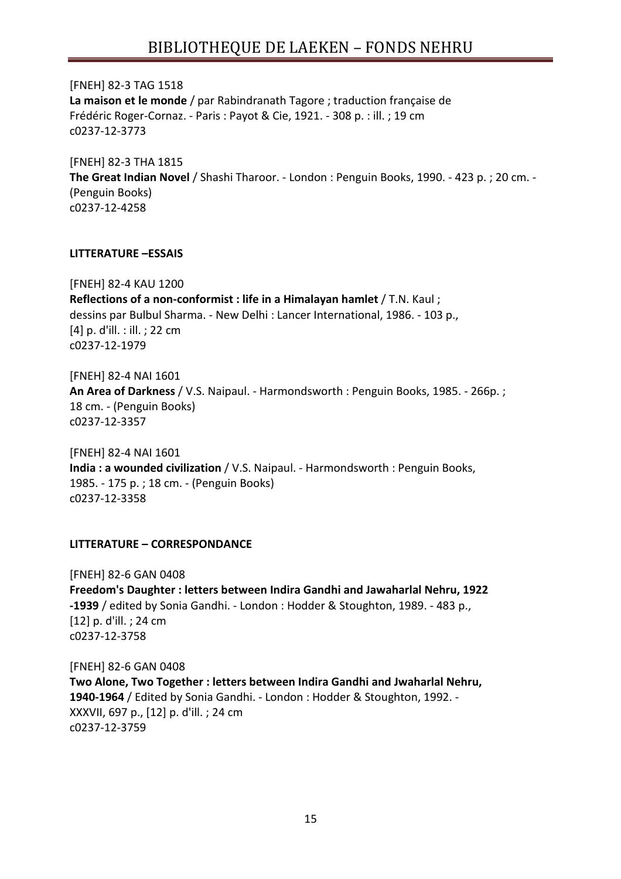[FNEH] 82-3 TAG 1518
**La maison et le monde** / par Rabindranath Tagore ; traduction française de Frédéric Roger-Cornaz. - Paris : Payot & Cie, 1921. - 308 p. : ill. ; 19 cm
c0237-12-3773

[FNEH] 82-3 THA 1815
**The Great Indian Novel** / Shashi Tharoor. - London : Penguin Books, 1990. - 423 p. ; 20 cm. - (Penguin Books)
c0237-12-4258

**LITTERATURE –ESSAIS**

[FNEH] 82-4 KAU 1200
**Reflections of a non-conformist : life in a Himalayan hamlet** / T.N. Kaul ; dessins par Bulbul Sharma. - New Delhi : Lancer International, 1986. - 103 p., [4] p. d'ill. : ill. ; 22 cm
c0237-12-1979

[FNEH] 82-4 NAI 1601
**An Area of Darkness** / V.S. Naipaul. - Harmondsworth : Penguin Books, 1985. - 266p. ; 18 cm. - (Penguin Books)
c0237-12-3357

[FNEH] 82-4 NAI 1601
**India : a wounded civilization** / V.S. Naipaul. - Harmondsworth : Penguin Books, 1985. - 175 p. ; 18 cm. - (Penguin Books)
c0237-12-3358

**LITTERATURE – CORRESPONDANCE**

[FNEH] 82-6 GAN 0408
**Freedom's Daughter : letters between Indira Gandhi and Jawaharlal Nehru, 1922 -1939** / edited by Sonia Gandhi. - London : Hodder & Stoughton, 1989. - 483 p., [12] p. d'ill. ; 24 cm
c0237-12-3758

[FNEH] 82-6 GAN 0408
**Two Alone, Two Together : letters between Indira Gandhi and Jwaharlal Nehru, 1940-1964** / Edited by Sonia Gandhi. - London : Hodder & Stoughton, 1992. - XXXVII, 697 p., [12] p. d'ill. ; 24 cm
c0237-12-3759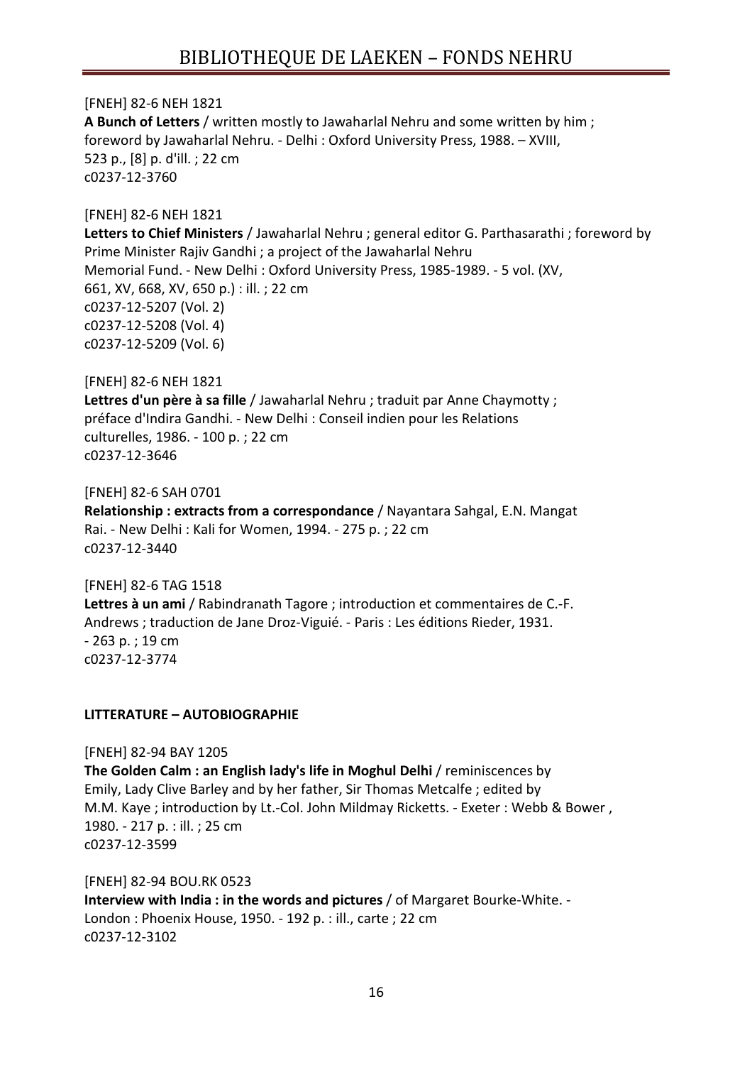[FNEH] 82-6 NEH 1821
**A Bunch of Letters** / written mostly to Jawaharlal Nehru and some written by him ; foreword by Jawaharlal Nehru. - Delhi : Oxford University Press, 1988. – XVIII, 523 p., [8] p. d'ill. ; 22 cm
c0237-12-3760

[FNEH] 82-6 NEH 1821
**Letters to Chief Ministers** / Jawaharlal Nehru ; general editor G. Parthasarathi ; foreword by Prime Minister Rajiv Gandhi ; a project of the Jawaharlal Nehru Memorial Fund. - New Delhi : Oxford University Press, 1985-1989. - 5 vol. (XV, 661, XV, 668, XV, 650 p.) : ill. ; 22 cm
c0237-12-5207 (Vol. 2)
c0237-12-5208 (Vol. 4)
c0237-12-5209 (Vol. 6)

[FNEH] 82-6 NEH 1821
**Lettres d'un père à sa fille** / Jawaharlal Nehru ; traduit par Anne Chaymotty ; préface d'Indira Gandhi. - New Delhi : Conseil indien pour les Relations culturelles, 1986. - 100 p. ; 22 cm
c0237-12-3646

[FNEH] 82-6 SAH 0701
**Relationship : extracts from a correspondance** / Nayantara Sahgal, E.N. Mangat Rai. - New Delhi : Kali for Women, 1994. - 275 p. ; 22 cm
c0237-12-3440

[FNEH] 82-6 TAG 1518
**Lettres à un ami** / Rabindranath Tagore ; introduction et commentaires de C.-F. Andrews ; traduction de Jane Droz-Viguié. - Paris : Les éditions Rieder, 1931. - 263 p. ; 19 cm
c0237-12-3774

## LITTERATURE – AUTOBIOGRAPHIE

[FNEH] 82-94 BAY 1205
**The Golden Calm : an English lady's life in Moghul Delhi** / reminiscences by Emily, Lady Clive Barley and by her father, Sir Thomas Metcalfe ; edited by M.M. Kaye ; introduction by Lt.-Col. John Mildmay Ricketts. - Exeter : Webb & Bower , 1980. - 217 p. : ill. ; 25 cm
c0237-12-3599

[FNEH] 82-94 BOU.RK 0523
**Interview with India : in the words and pictures** / of Margaret Bourke-White. - London : Phoenix House, 1950. - 192 p. : ill., carte ; 22 cm
c0237-12-3102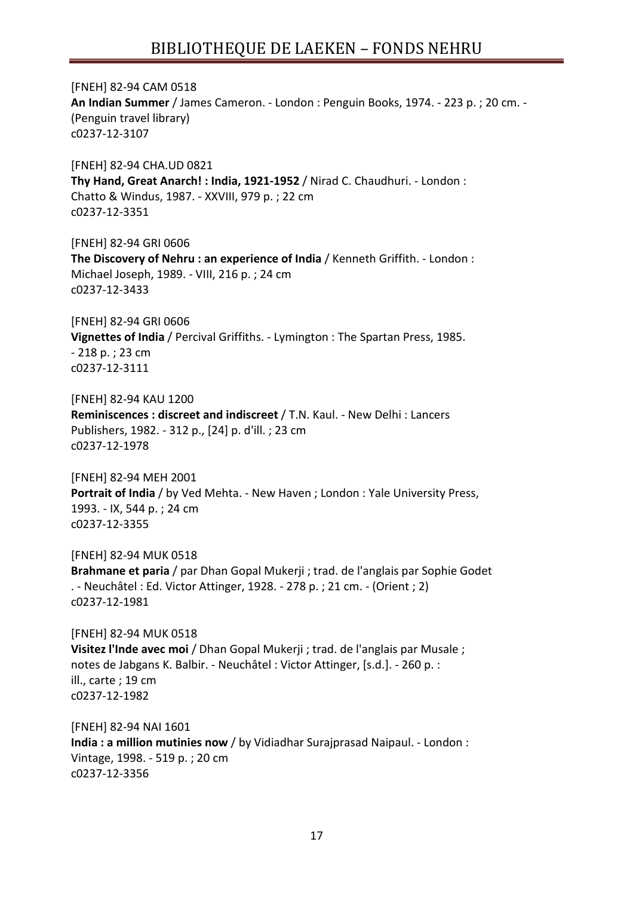[FNEH] 82-94 CAM 0518
**An Indian Summer** / James Cameron. - London : Penguin Books, 1974. - 223 p. ; 20 cm. - (Penguin travel library)
c0237-12-3107

[FNEH] 82-94 CHA.UD 0821
**Thy Hand, Great Anarch! : India, 1921-1952** / Nirad C. Chaudhuri. - London : Chatto & Windus, 1987. - XXVIII, 979 p. ; 22 cm
c0237-12-3351

[FNEH] 82-94 GRI 0606
**The Discovery of Nehru : an experience of India** / Kenneth Griffith. - London : Michael Joseph, 1989. - VIII, 216 p. ; 24 cm
c0237-12-3433

[FNEH] 82-94 GRI 0606
**Vignettes of India** / Percival Griffiths. - Lymington : The Spartan Press, 1985. - 218 p. ; 23 cm
c0237-12-3111

[FNEH] 82-94 KAU 1200
**Reminiscences : discreet and indiscreet** / T.N. Kaul. - New Delhi : Lancers Publishers, 1982. - 312 p., [24] p. d'ill. ; 23 cm
c0237-12-1978

[FNEH] 82-94 MEH 2001
**Portrait of India** / by Ved Mehta. - New Haven ; London : Yale University Press, 1993. - IX, 544 p. ; 24 cm
c0237-12-3355

[FNEH] 82-94 MUK 0518
**Brahmane et paria** / par Dhan Gopal Mukerji ; trad. de l'anglais par Sophie Godet . - Neuchâtel : Ed. Victor Attinger, 1928. - 278 p. ; 21 cm. - (Orient ; 2)
c0237-12-1981

[FNEH] 82-94 MUK 0518
**Visitez l'Inde avec moi** / Dhan Gopal Mukerji ; trad. de l'anglais par Musale ; notes de Jabgans K. Balbir. - Neuchâtel : Victor Attinger, [s.d.]. - 260 p. : ill., carte ; 19 cm
c0237-12-1982

[FNEH] 82-94 NAI 1601
**India : a million mutinies now** / by Vidiadhar Surajprasad Naipaul. - London : Vintage, 1998. - 519 p. ; 20 cm
c0237-12-3356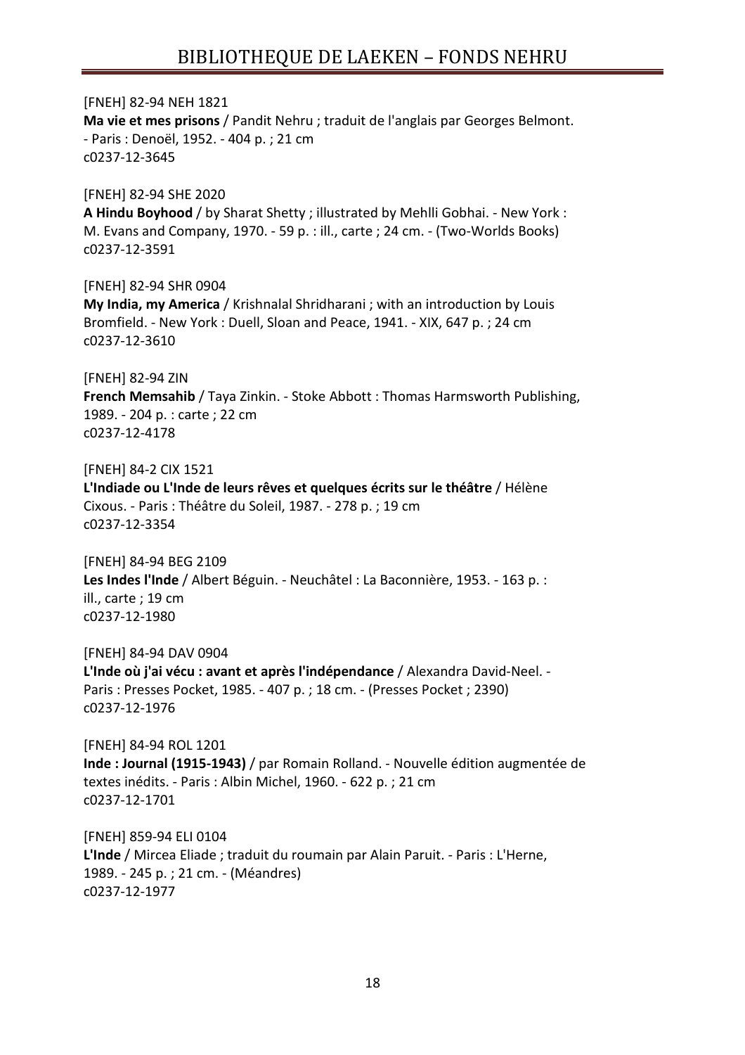[FNEH] 82-94 NEH 1821
**Ma vie et mes prisons** / Pandit Nehru ; traduit de l'anglais par Georges Belmont. - Paris : Denoël, 1952. - 404 p. ; 21 cm
c0237-12-3645

[FNEH] 82-94 SHE 2020
**A Hindu Boyhood** / by Sharat Shetty ; illustrated by Mehlli Gobhai. - New York : M. Evans and Company, 1970. - 59 p. : ill., carte ; 24 cm. - (Two-Worlds Books)
c0237-12-3591

[FNEH] 82-94 SHR 0904
**My India, my America** / Krishnalal Shridharani ; with an introduction by Louis Bromfield. - New York : Duell, Sloan and Peace, 1941. - XIX, 647 p. ; 24 cm
c0237-12-3610

[FNEH] 82-94 ZIN
**French Memsahib** / Taya Zinkin. - Stoke Abbott : Thomas Harmsworth Publishing, 1989. - 204 p. : carte ; 22 cm
c0237-12-4178

[FNEH] 84-2 CIX 1521
**L'Indiade ou L'Inde de leurs rêves et quelques écrits sur le théâtre** / Hélène Cixous. - Paris : Théâtre du Soleil, 1987. - 278 p. ; 19 cm
c0237-12-3354

[FNEH] 84-94 BEG 2109
**Les Indes l'Inde** / Albert Béguin. - Neuchâtel : La Baconnière, 1953. - 163 p. : ill., carte ; 19 cm
c0237-12-1980

[FNEH] 84-94 DAV 0904
**L'Inde où j'ai vécu : avant et après l'indépendance** / Alexandra David-Neel. - Paris : Presses Pocket, 1985. - 407 p. ; 18 cm. - (Presses Pocket ; 2390)
c0237-12-1976

[FNEH] 84-94 ROL 1201
**Inde : Journal (1915-1943)** / par Romain Rolland. - Nouvelle édition augmentée de textes inédits. - Paris : Albin Michel, 1960. - 622 p. ; 21 cm
c0237-12-1701

[FNEH] 859-94 ELI 0104
**L'Inde** / Mircea Eliade ; traduit du roumain par Alain Paruit. - Paris : L'Herne, 1989. - 245 p. ; 21 cm. - (Méandres)
c0237-12-1977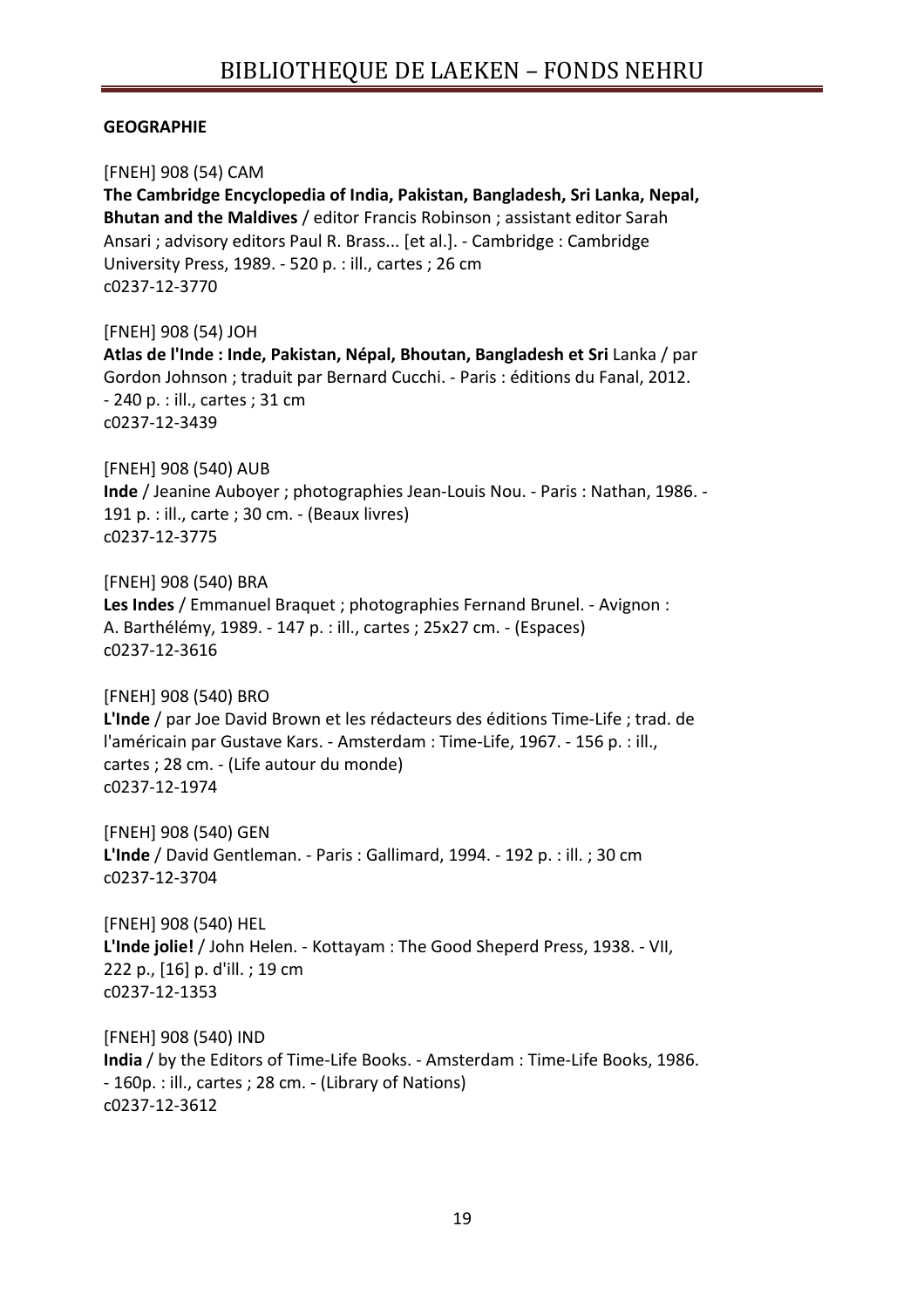**GEOGRAPHIE**

[FNEH] 908 (54) CAM
**The Cambridge Encyclopedia of India, Pakistan, Bangladesh, Sri Lanka, Nepal, Bhutan and the Maldives** / editor Francis Robinson ; assistant editor Sarah Ansari ; advisory editors Paul R. Brass... [et al.]. - Cambridge : Cambridge University Press, 1989. - 520 p. : ill., cartes ; 26 cm
c0237-12-3770

[FNEH] 908 (54) JOH
**Atlas de l'Inde : Inde, Pakistan, Népal, Bhoutan, Bangladesh et Sri** Lanka / par Gordon Johnson ; traduit par Bernard Cucchi. - Paris : éditions du Fanal, 2012. - 240 p. : ill., cartes ; 31 cm
c0237-12-3439

[FNEH] 908 (540) AUB
**Inde** / Jeanine Auboyer ; photographies Jean-Louis Nou. - Paris : Nathan, 1986. - 191 p. : ill., carte ; 30 cm. - (Beaux livres)
c0237-12-3775

[FNEH] 908 (540) BRA
**Les Indes** / Emmanuel Braquet ; photographies Fernand Brunel. - Avignon : A. Barthélémy, 1989. - 147 p. : ill., cartes ; 25x27 cm. - (Espaces)
c0237-12-3616

[FNEH] 908 (540) BRO
**L'Inde** / par Joe David Brown et les rédacteurs des éditions Time-Life ; trad. de l'américain par Gustave Kars. - Amsterdam : Time-Life, 1967. - 156 p. : ill., cartes ; 28 cm. - (Life autour du monde)
c0237-12-1974

[FNEH] 908 (540) GEN
**L'Inde** / David Gentleman. - Paris : Gallimard, 1994. - 192 p. : ill. ; 30 cm
c0237-12-3704

[FNEH] 908 (540) HEL
**L'Inde jolie!** / John Helen. - Kottayam : The Good Sheperd Press, 1938. - VII, 222 p., [16] p. d'ill. ; 19 cm
c0237-12-1353

[FNEH] 908 (540) IND
**India** / by the Editors of Time-Life Books. - Amsterdam : Time-Life Books, 1986. - 160p. : ill., cartes ; 28 cm. - (Library of Nations)
c0237-12-3612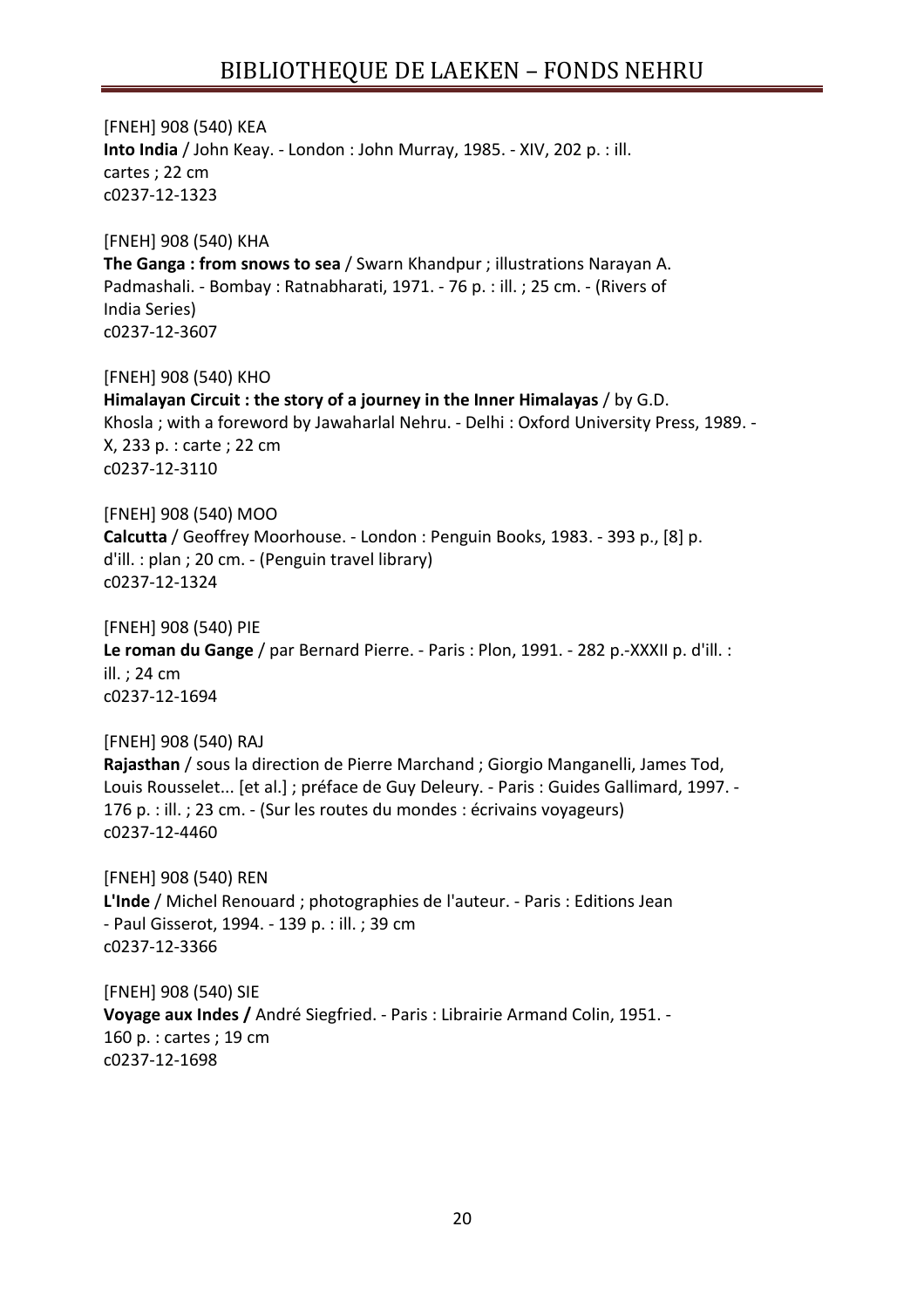[FNEH] 908 (540) KEA
**Into India** / John Keay. - London : John Murray, 1985. - XIV, 202 p. : ill. cartes ; 22 cm
c0237-12-1323

[FNEH] 908 (540) KHA
**The Ganga : from snows to sea** / Swarn Khandpur ; illustrations Narayan A. Padmashali. - Bombay : Ratnabharati, 1971. - 76 p. : ill. ; 25 cm. - (Rivers of India Series)
c0237-12-3607

[FNEH] 908 (540) KHO
**Himalayan Circuit : the story of a journey in the Inner Himalayas** / by G.D. Khosla ; with a foreword by Jawaharlal Nehru. - Delhi : Oxford University Press, 1989. - X, 233 p. : carte ; 22 cm
c0237-12-3110

[FNEH] 908 (540) MOO
**Calcutta** / Geoffrey Moorhouse. - London : Penguin Books, 1983. - 393 p., [8] p. d'ill. : plan ; 20 cm. - (Penguin travel library)
c0237-12-1324

[FNEH] 908 (540) PIE
**Le roman du Gange** / par Bernard Pierre. - Paris : Plon, 1991. - 282 p.-XXXII p. d'ill. : ill. ; 24 cm
c0237-12-1694

[FNEH] 908 (540) RAJ
**Rajasthan** / sous la direction de Pierre Marchand ; Giorgio Manganelli, James Tod, Louis Rousselet... [et al.] ; préface de Guy Deleury. - Paris : Guides Gallimard, 1997. - 176 p. : ill. ; 23 cm. - (Sur les routes du mondes : écrivains voyageurs)
c0237-12-4460

[FNEH] 908 (540) REN
**L'Inde** / Michel Renouard ; photographies de l'auteur. - Paris : Editions Jean - Paul Gisserot, 1994. - 139 p. : ill. ; 39 cm
c0237-12-3366

[FNEH] 908 (540) SIE
**Voyage aux Indes /** André Siegfried. - Paris : Librairie Armand Colin, 1951. - 160 p. : cartes ; 19 cm
c0237-12-1698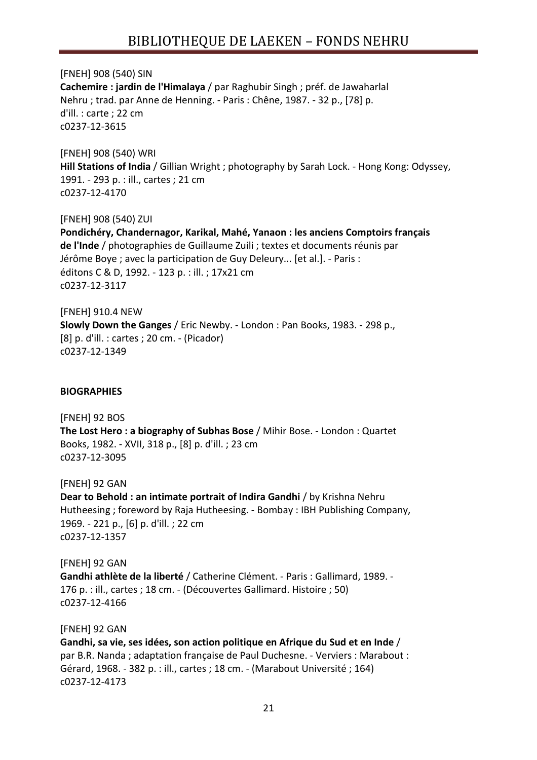[FNEH] 908 (540) SIN
**Cachemire : jardin de l'Himalaya** / par Raghubir Singh ; préf. de Jawaharlal Nehru ; trad. par Anne de Henning. - Paris : Chêne, 1987. - 32 p., [78] p. d'ill. : carte ; 22 cm
c0237-12-3615

[FNEH] 908 (540) WRI
**Hill Stations of India** / Gillian Wright ; photography by Sarah Lock. - Hong Kong: Odyssey, 1991. - 293 p. : ill., cartes ; 21 cm
c0237-12-4170

[FNEH] 908 (540) ZUI
**Pondichéry, Chandernagor, Karikal, Mahé, Yanaon : les anciens Comptoirs français de l'Inde** / photographies de Guillaume Zuili ; textes et documents réunis par Jérôme Boye ; avec la participation de Guy Deleury... [et al.]. - Paris : éditons C & D, 1992. - 123 p. : ill. ; 17x21 cm
c0237-12-3117

[FNEH] 910.4 NEW
**Slowly Down the Ganges** / Eric Newby. - London : Pan Books, 1983. - 298 p., [8] p. d'ill. : cartes ; 20 cm. - (Picador)
c0237-12-1349

**BIOGRAPHIES**

[FNEH] 92 BOS
**The Lost Hero : a biography of Subhas Bose** / Mihir Bose. - London : Quartet Books, 1982. - XVII, 318 p., [8] p. d'ill. ; 23 cm
c0237-12-3095

[FNEH] 92 GAN
**Dear to Behold : an intimate portrait of Indira Gandhi** / by Krishna Nehru Hutheesing ; foreword by Raja Hutheesing. - Bombay : IBH Publishing Company, 1969. - 221 p., [6] p. d'ill. ; 22 cm
c0237-12-1357

[FNEH] 92 GAN
**Gandhi athlète de la liberté** / Catherine Clément. - Paris : Gallimard, 1989. - 176 p. : ill., cartes ; 18 cm. - (Découvertes Gallimard. Histoire ; 50)
c0237-12-4166

[FNEH] 92 GAN
**Gandhi, sa vie, ses idées, son action politique en Afrique du Sud et en Inde** / par B.R. Nanda ; adaptation française de Paul Duchesne. - Verviers : Marabout : Gérard, 1968. - 382 p. : ill., cartes ; 18 cm. - (Marabout Université ; 164)
c0237-12-4173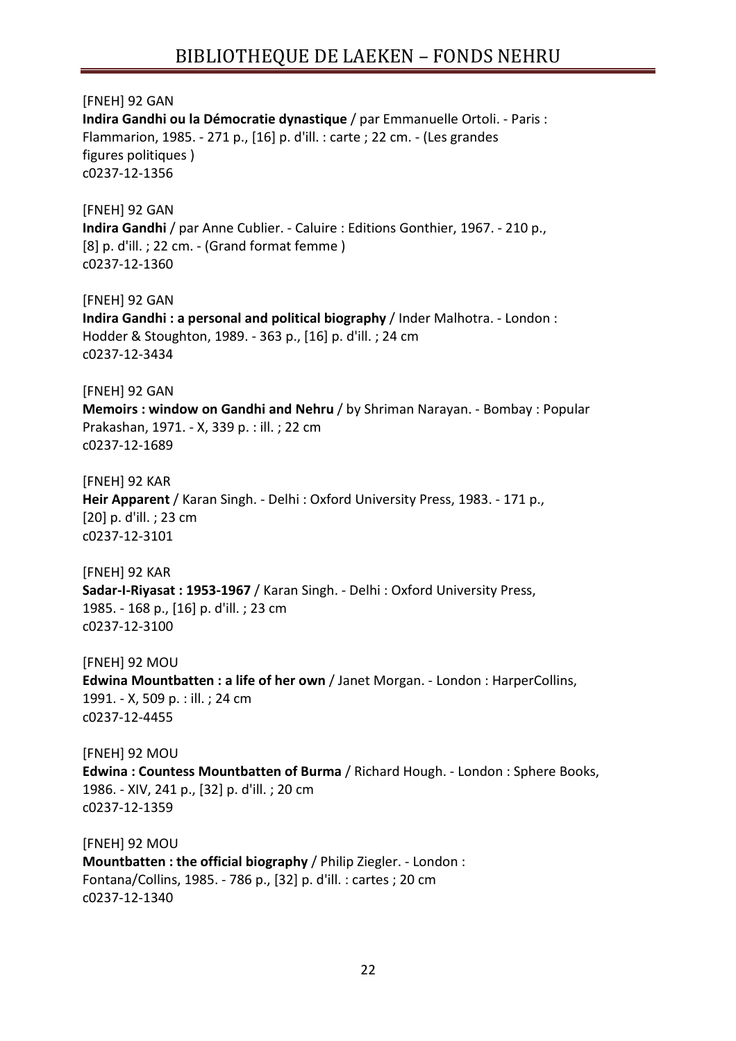[FNEH] 92 GAN
**Indira Gandhi ou la Démocratie dynastique** / par Emmanuelle Ortoli. - Paris : Flammarion, 1985. - 271 p., [16] p. d'ill. : carte ; 22 cm. - (Les grandes figures politiques )
c0237-12-1356

[FNEH] 92 GAN
**Indira Gandhi** / par Anne Cublier. - Caluire : Editions Gonthier, 1967. - 210 p., [8] p. d'ill. ; 22 cm. - (Grand format femme )
c0237-12-1360

[FNEH] 92 GAN
**Indira Gandhi : a personal and political biography** / Inder Malhotra. - London : Hodder & Stoughton, 1989. - 363 p., [16] p. d'ill. ; 24 cm
c0237-12-3434

[FNEH] 92 GAN
**Memoirs : window on Gandhi and Nehru** / by Shriman Narayan. - Bombay : Popular Prakashan, 1971. - X, 339 p. : ill. ; 22 cm
c0237-12-1689

[FNEH] 92 KAR
**Heir Apparent** / Karan Singh. - Delhi : Oxford University Press, 1983. - 171 p., [20] p. d'ill. ; 23 cm
c0237-12-3101

[FNEH] 92 KAR
**Sadar-I-Riyasat : 1953-1967** / Karan Singh. - Delhi : Oxford University Press, 1985. - 168 p., [16] p. d'ill. ; 23 cm
c0237-12-3100

[FNEH] 92 MOU
**Edwina Mountbatten : a life of her own** / Janet Morgan. - London : HarperCollins, 1991. - X, 509 p. : ill. ; 24 cm
c0237-12-4455

[FNEH] 92 MOU
**Edwina : Countess Mountbatten of Burma** / Richard Hough. - London : Sphere Books, 1986. - XIV, 241 p., [32] p. d'ill. ; 20 cm
c0237-12-1359

[FNEH] 92 MOU
**Mountbatten : the official biography** / Philip Ziegler. - London : Fontana/Collins, 1985. - 786 p., [32] p. d'ill. : cartes ; 20 cm
c0237-12-1340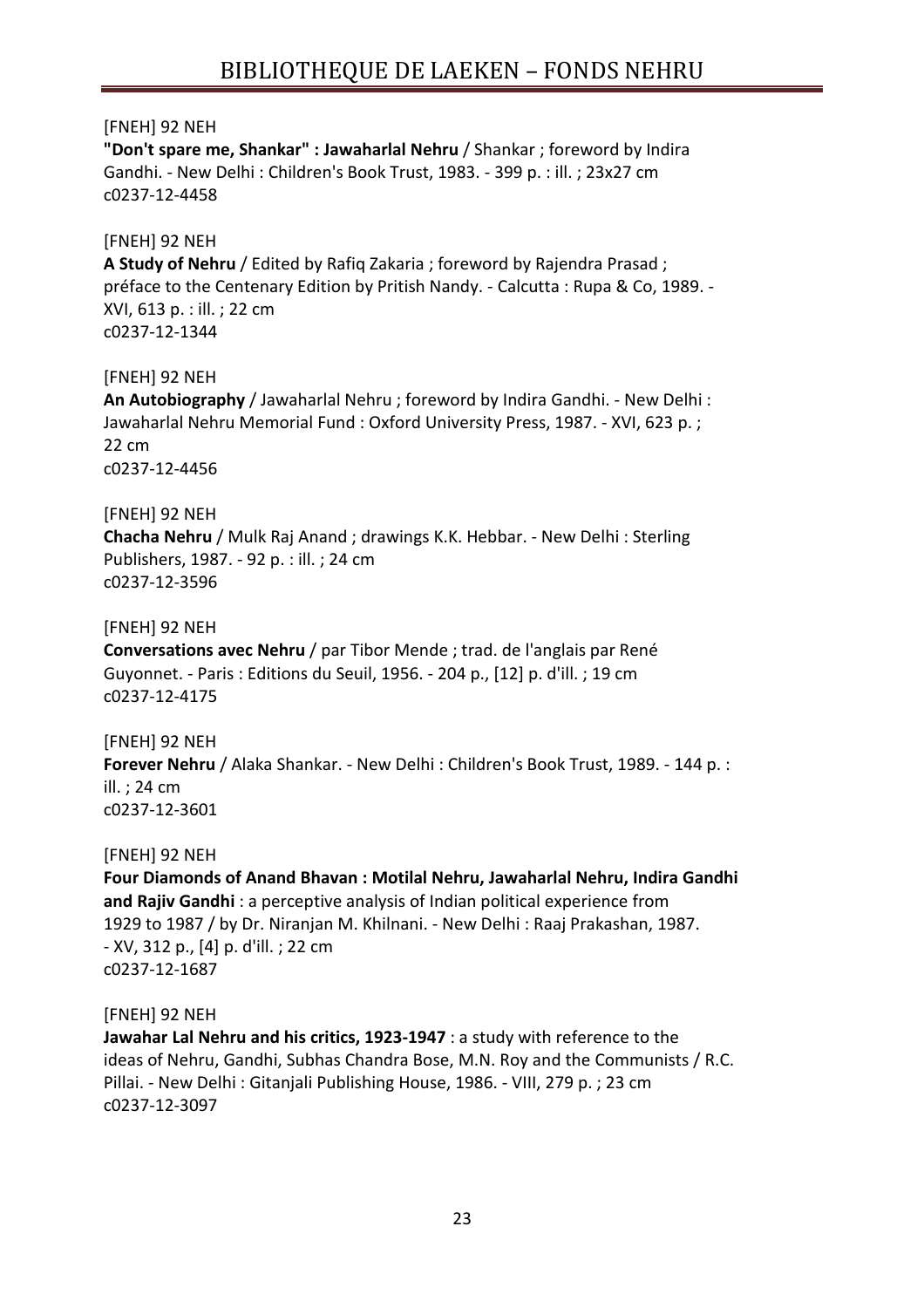[FNEH] 92 NEH
**"Don't spare me, Shankar" : Jawaharlal Nehru** / Shankar ; foreword by Indira Gandhi. - New Delhi : Children's Book Trust, 1983. - 399 p. : ill. ; 23x27 cm
c0237-12-4458

[FNEH] 92 NEH
**A Study of Nehru** / Edited by Rafiq Zakaria ; foreword by Rajendra Prasad ; préface to the Centenary Edition by Pritish Nandy. - Calcutta : Rupa & Co, 1989. - XVI, 613 p. : ill. ; 22 cm
c0237-12-1344

[FNEH] 92 NEH
**An Autobiography** / Jawaharlal Nehru ; foreword by Indira Gandhi. - New Delhi : Jawaharlal Nehru Memorial Fund : Oxford University Press, 1987. - XVI, 623 p. ; 22 cm
c0237-12-4456

[FNEH] 92 NEH
**Chacha Nehru** / Mulk Raj Anand ; drawings K.K. Hebbar. - New Delhi : Sterling Publishers, 1987. - 92 p. : ill. ; 24 cm
c0237-12-3596

[FNEH] 92 NEH
**Conversations avec Nehru** / par Tibor Mende ; trad. de l'anglais par René Guyonnet. - Paris : Editions du Seuil, 1956. - 204 p., [12] p. d'ill. ; 19 cm
c0237-12-4175

[FNEH] 92 NEH
**Forever Nehru** / Alaka Shankar. - New Delhi : Children's Book Trust, 1989. - 144 p. : ill. ; 24 cm
c0237-12-3601

[FNEH] 92 NEH
**Four Diamonds of Anand Bhavan : Motilal Nehru, Jawaharlal Nehru, Indira Gandhi and Rajiv Gandhi** : a perceptive analysis of Indian political experience from 1929 to 1987 / by Dr. Niranjan M. Khilnani. - New Delhi : Raaj Prakashan, 1987. - XV, 312 p., [4] p. d'ill. ; 22 cm
c0237-12-1687

[FNEH] 92 NEH
**Jawahar Lal Nehru and his critics, 1923-1947** : a study with reference to the ideas of Nehru, Gandhi, Subhas Chandra Bose, M.N. Roy and the Communists / R.C. Pillai. - New Delhi : Gitanjali Publishing House, 1986. - VIII, 279 p. ; 23 cm
c0237-12-3097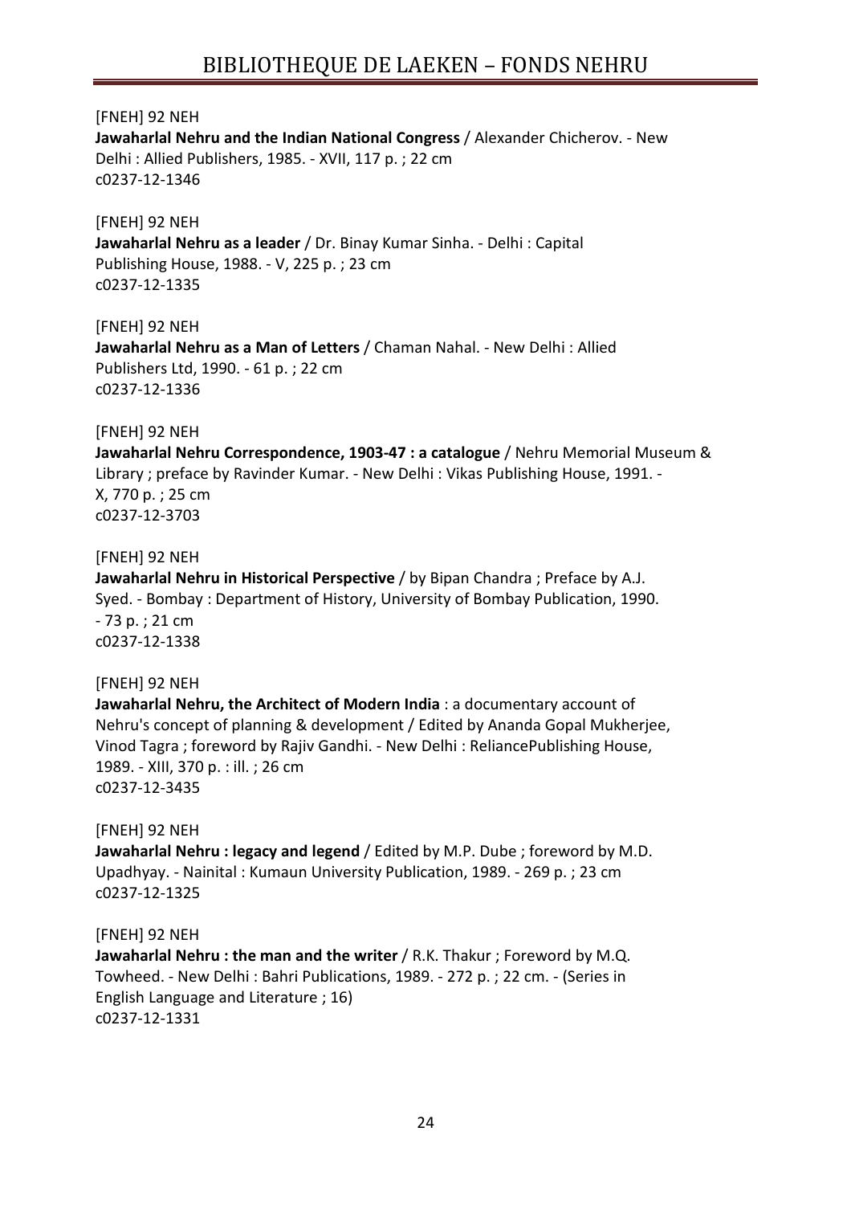[FNEH] 92 NEH
**Jawaharlal Nehru and the Indian National Congress** / Alexander Chicherov. - New Delhi : Allied Publishers, 1985. - XVII, 117 p. ; 22 cm
c0237-12-1346

[FNEH] 92 NEH
**Jawaharlal Nehru as a leader** / Dr. Binay Kumar Sinha. - Delhi : Capital Publishing House, 1988. - V, 225 p. ; 23 cm
c0237-12-1335

[FNEH] 92 NEH
**Jawaharlal Nehru as a Man of Letters** / Chaman Nahal. - New Delhi : Allied Publishers Ltd, 1990. - 61 p. ; 22 cm
c0237-12-1336

[FNEH] 92 NEH
**Jawaharlal Nehru Correspondence, 1903-47 : a catalogue** / Nehru Memorial Museum & Library ; preface by Ravinder Kumar. - New Delhi : Vikas Publishing House, 1991. - X, 770 p. ; 25 cm
c0237-12-3703

[FNEH] 92 NEH
**Jawaharlal Nehru in Historical Perspective** / by Bipan Chandra ; Preface by A.J. Syed. - Bombay : Department of History, University of Bombay Publication, 1990. - 73 p. ; 21 cm
c0237-12-1338

[FNEH] 92 NEH
**Jawaharlal Nehru, the Architect of Modern India** : a documentary account of Nehru's concept of planning & development / Edited by Ananda Gopal Mukherjee, Vinod Tagra ; foreword by Rajiv Gandhi. - New Delhi : ReliancePublishing House, 1989. - XIII, 370 p. : ill. ; 26 cm
c0237-12-3435

[FNEH] 92 NEH
**Jawaharlal Nehru : legacy and legend** / Edited by M.P. Dube ; foreword by M.D. Upadhyay. - Nainital : Kumaun University Publication, 1989. - 269 p. ; 23 cm
c0237-12-1325

[FNEH] 92 NEH
**Jawaharlal Nehru : the man and the writer** / R.K. Thakur ; Foreword by M.Q. Towheed. - New Delhi : Bahri Publications, 1989. - 272 p. ; 22 cm. - (Series in English Language and Literature ; 16)
c0237-12-1331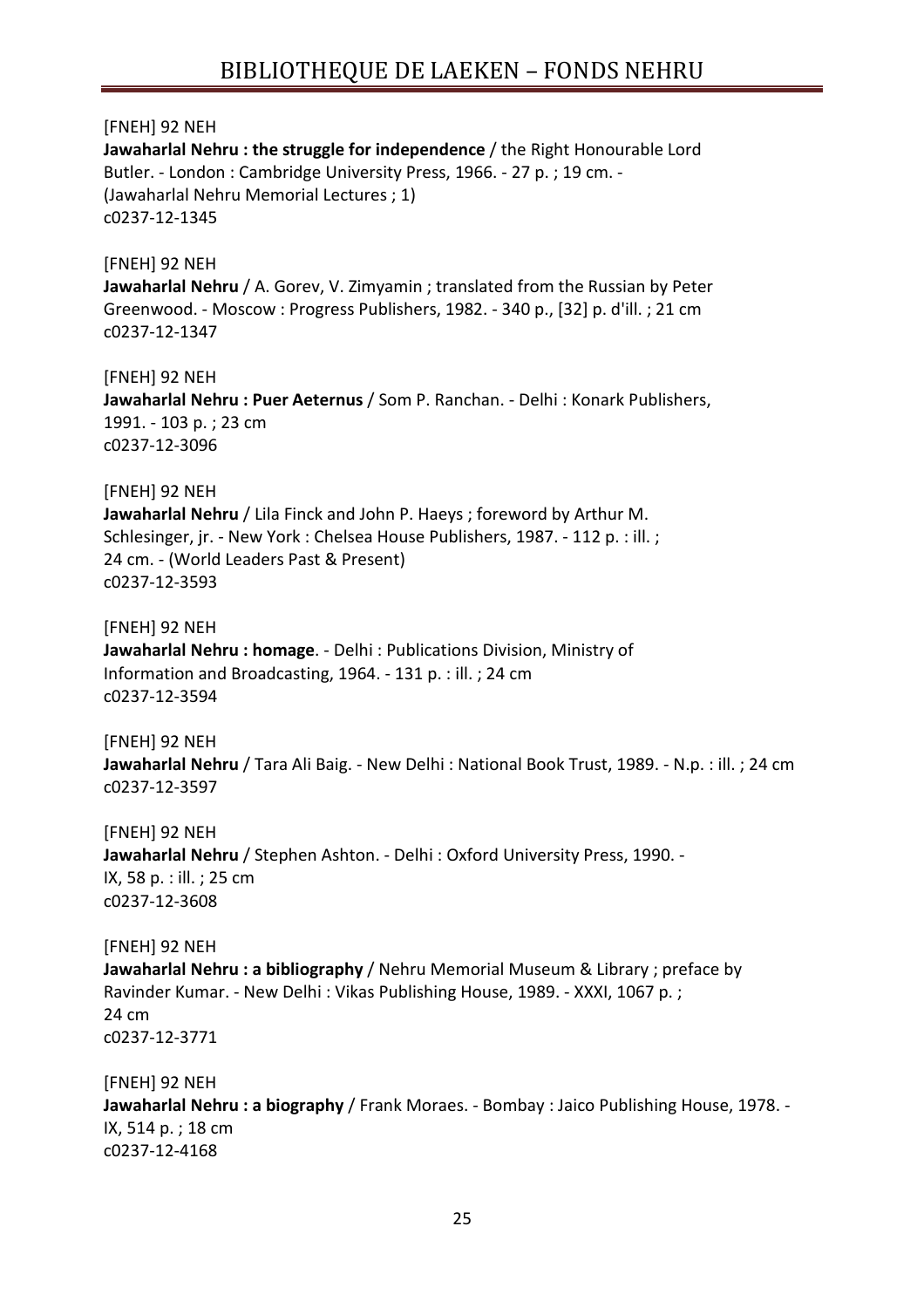[FNEH] 92 NEH
**Jawaharlal Nehru : the struggle for independence** / the Right Honourable Lord Butler. - London : Cambridge University Press, 1966. - 27 p. ; 19 cm. - (Jawaharlal Nehru Memorial Lectures ; 1)
c0237-12-1345

[FNEH] 92 NEH
**Jawaharlal Nehru** / A. Gorev, V. Zimyamin ; translated from the Russian by Peter Greenwood. - Moscow : Progress Publishers, 1982. - 340 p., [32] p. d'ill. ; 21 cm
c0237-12-1347

[FNEH] 92 NEH
**Jawaharlal Nehru : Puer Aeternus** / Som P. Ranchan. - Delhi : Konark Publishers, 1991. - 103 p. ; 23 cm
c0237-12-3096

[FNEH] 92 NEH
**Jawaharlal Nehru** / Lila Finck and John P. Haeys ; foreword by Arthur M. Schlesinger, jr. - New York : Chelsea House Publishers, 1987. - 112 p. : ill. ; 24 cm. - (World Leaders Past & Present)
c0237-12-3593

[FNEH] 92 NEH
**Jawaharlal Nehru : homage**. - Delhi : Publications Division, Ministry of Information and Broadcasting, 1964. - 131 p. : ill. ; 24 cm
c0237-12-3594

[FNEH] 92 NEH
**Jawaharlal Nehru** / Tara Ali Baig. - New Delhi : National Book Trust, 1989. - N.p. : ill. ; 24 cm
c0237-12-3597

[FNEH] 92 NEH
**Jawaharlal Nehru** / Stephen Ashton. - Delhi : Oxford University Press, 1990. - IX, 58 p. : ill. ; 25 cm
c0237-12-3608

[FNEH] 92 NEH
**Jawaharlal Nehru : a bibliography** / Nehru Memorial Museum & Library ; preface by Ravinder Kumar. - New Delhi : Vikas Publishing House, 1989. - XXXI, 1067 p. ; 24 cm
c0237-12-3771

[FNEH] 92 NEH
**Jawaharlal Nehru : a biography** / Frank Moraes. - Bombay : Jaico Publishing House, 1978. - IX, 514 p. ; 18 cm
c0237-12-4168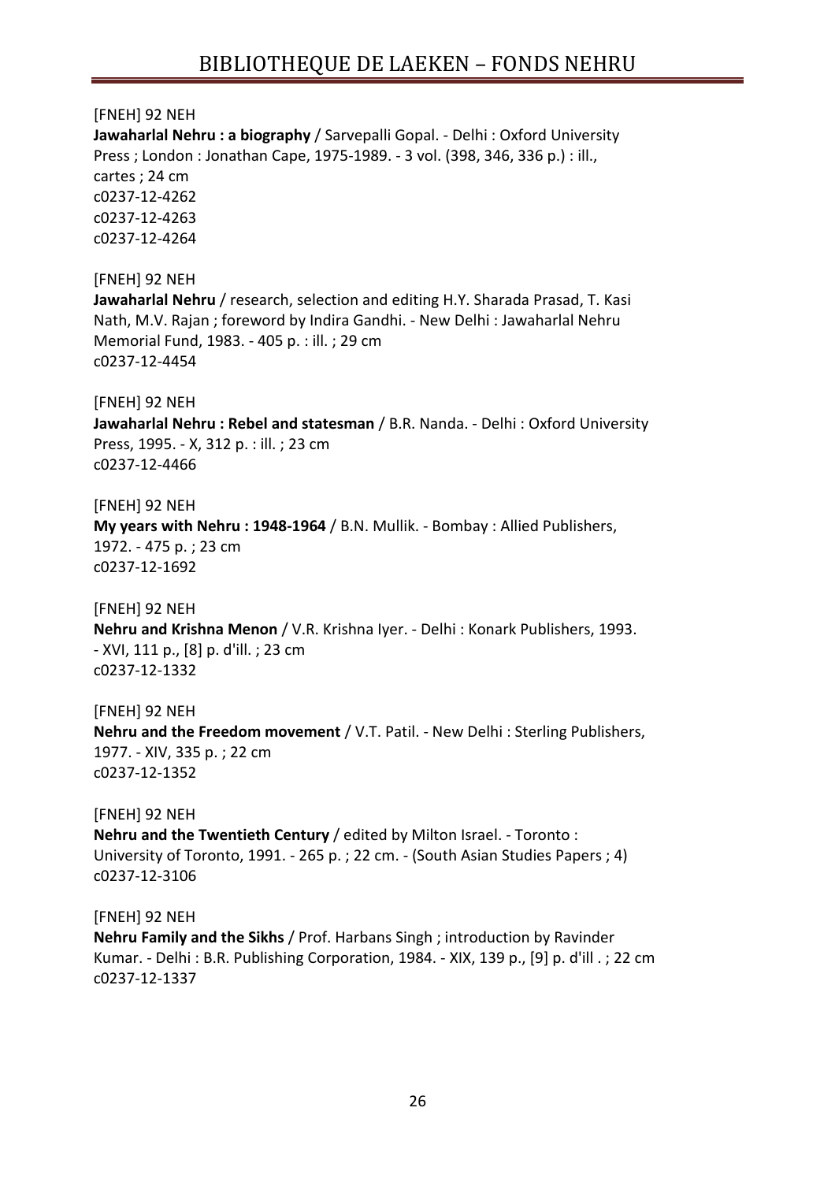[FNEH] 92 NEH
**Jawaharlal Nehru : a biography** / Sarvepalli Gopal. - Delhi : Oxford University Press ; London : Jonathan Cape, 1975-1989. - 3 vol. (398, 346, 336 p.) : ill., cartes ; 24 cm
c0237-12-4262
c0237-12-4263
c0237-12-4264

[FNEH] 92 NEH
**Jawaharlal Nehru** / research, selection and editing H.Y. Sharada Prasad, T. Kasi Nath, M.V. Rajan ; foreword by Indira Gandhi. - New Delhi : Jawaharlal Nehru Memorial Fund, 1983. - 405 p. : ill. ; 29 cm
c0237-12-4454

[FNEH] 92 NEH
**Jawaharlal Nehru : Rebel and statesman** / B.R. Nanda. - Delhi : Oxford University Press, 1995. - X, 312 p. : ill. ; 23 cm
c0237-12-4466

[FNEH] 92 NEH
**My years with Nehru : 1948-1964** / B.N. Mullik. - Bombay : Allied Publishers, 1972. - 475 p. ; 23 cm
c0237-12-1692

[FNEH] 92 NEH
**Nehru and Krishna Menon** / V.R. Krishna Iyer. - Delhi : Konark Publishers, 1993. - XVI, 111 p., [8] p. d'ill. ; 23 cm
c0237-12-1332

[FNEH] 92 NEH
**Nehru and the Freedom movement** / V.T. Patil. - New Delhi : Sterling Publishers, 1977. - XIV, 335 p. ; 22 cm
c0237-12-1352

[FNEH] 92 NEH
**Nehru and the Twentieth Century** / edited by Milton Israel. - Toronto : University of Toronto, 1991. - 265 p. ; 22 cm. - (South Asian Studies Papers ; 4)
c0237-12-3106

[FNEH] 92 NEH
**Nehru Family and the Sikhs** / Prof. Harbans Singh ; introduction by Ravinder Kumar. - Delhi : B.R. Publishing Corporation, 1984. - XIX, 139 p., [9] p. d'ill . ; 22 cm
c0237-12-1337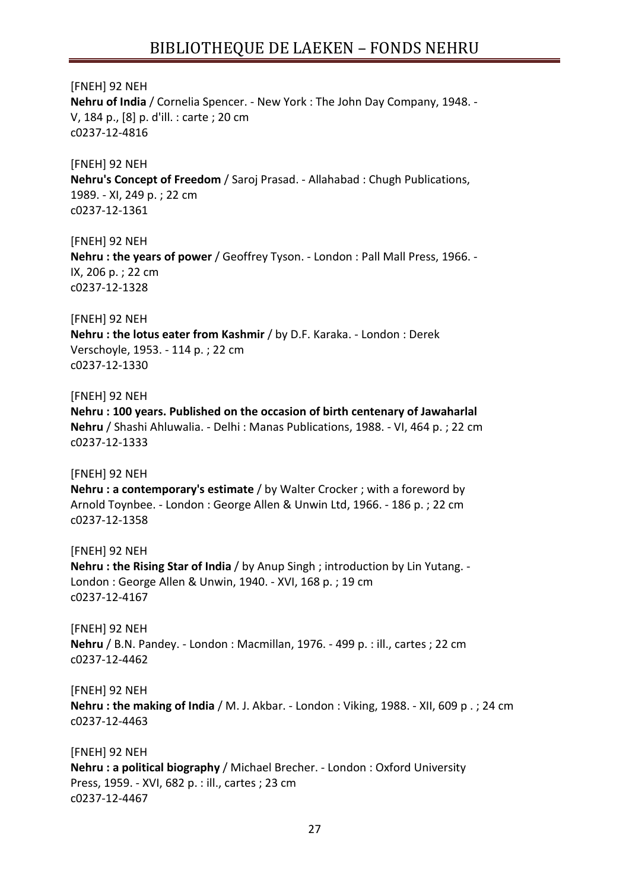[FNEH] 92 NEH
**Nehru of India** / Cornelia Spencer. - New York : The John Day Company, 1948. - V, 184 p., [8] p. d'ill. : carte ; 20 cm
c0237-12-4816

[FNEH] 92 NEH
**Nehru's Concept of Freedom** / Saroj Prasad. - Allahabad : Chugh Publications, 1989. - XI, 249 p. ; 22 cm
c0237-12-1361

[FNEH] 92 NEH
**Nehru : the years of power** / Geoffrey Tyson. - London : Pall Mall Press, 1966. - IX, 206 p. ; 22 cm
c0237-12-1328

[FNEH] 92 NEH
**Nehru : the lotus eater from Kashmir** / by D.F. Karaka. - London : Derek Verschoyle, 1953. - 114 p. ; 22 cm
c0237-12-1330

[FNEH] 92 NEH
**Nehru : 100 years. Published on the occasion of birth centenary of Jawaharlal Nehru** / Shashi Ahluwalia. - Delhi : Manas Publications, 1988. - VI, 464 p. ; 22 cm
c0237-12-1333

[FNEH] 92 NEH
**Nehru : a contemporary's estimate** / by Walter Crocker ; with a foreword by Arnold Toynbee. - London : George Allen & Unwin Ltd, 1966. - 186 p. ; 22 cm
c0237-12-1358

[FNEH] 92 NEH
**Nehru : the Rising Star of India** / by Anup Singh ; introduction by Lin Yutang. - London : George Allen & Unwin, 1940. - XVI, 168 p. ; 19 cm
c0237-12-4167

[FNEH] 92 NEH
**Nehru** / B.N. Pandey. - London : Macmillan, 1976. - 499 p. : ill., cartes ; 22 cm
c0237-12-4462

[FNEH] 92 NEH
**Nehru : the making of India** / M. J. Akbar. - London : Viking, 1988. - XII, 609 p . ; 24 cm
c0237-12-4463

[FNEH] 92 NEH
**Nehru : a political biography** / Michael Brecher. - London : Oxford University Press, 1959. - XVI, 682 p. : ill., cartes ; 23 cm
c0237-12-4467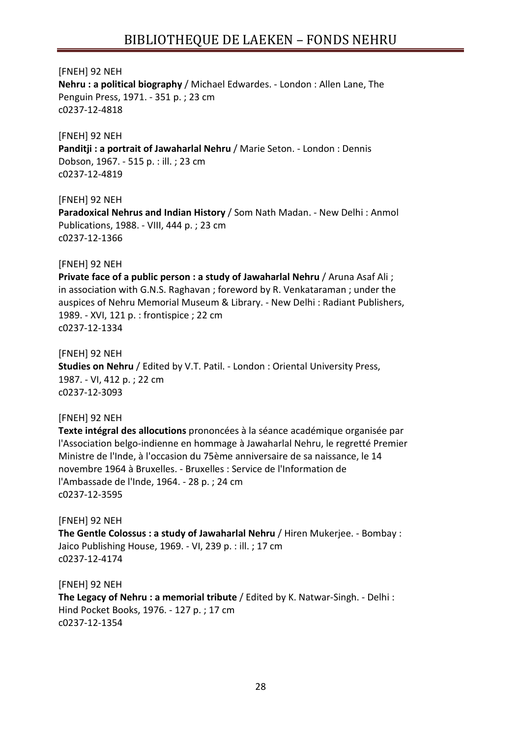[FNEH] 92 NEH
**Nehru : a political biography** / Michael Edwardes. - London : Allen Lane, The Penguin Press, 1971. - 351 p. ; 23 cm
c0237-12-4818

[FNEH] 92 NEH
**Panditji : a portrait of Jawaharlal Nehru** / Marie Seton. - London : Dennis Dobson, 1967. - 515 p. : ill. ; 23 cm
c0237-12-4819

[FNEH] 92 NEH
**Paradoxical Nehrus and Indian History** / Som Nath Madan. - New Delhi : Anmol Publications, 1988. - VIII, 444 p. ; 23 cm
c0237-12-1366

[FNEH] 92 NEH
**Private face of a public person : a study of Jawaharlal Nehru** / Aruna Asaf Ali ; in association with G.N.S. Raghavan ; foreword by R. Venkataraman ; under the auspices of Nehru Memorial Museum & Library. - New Delhi : Radiant Publishers, 1989. - XVI, 121 p. : frontispice ; 22 cm
c0237-12-1334

[FNEH] 92 NEH
**Studies on Nehru** / Edited by V.T. Patil. - London : Oriental University Press, 1987. - VI, 412 p. ; 22 cm
c0237-12-3093

[FNEH] 92 NEH
**Texte intégral des allocutions** prononcées à la séance académique organisée par l'Association belgo-indienne en hommage à Jawaharlal Nehru, le regretté Premier Ministre de l'Inde, à l'occasion du 75ème anniversaire de sa naissance, le 14 novembre 1964 à Bruxelles. - Bruxelles : Service de l'Information de l'Ambassade de l'Inde, 1964. - 28 p. ; 24 cm
c0237-12-3595

[FNEH] 92 NEH
**The Gentle Colossus : a study of Jawaharlal Nehru** / Hiren Mukerjee. - Bombay : Jaico Publishing House, 1969. - VI, 239 p. : ill. ; 17 cm
c0237-12-4174

[FNEH] 92 NEH
**The Legacy of Nehru : a memorial tribute** / Edited by K. Natwar-Singh. - Delhi : Hind Pocket Books, 1976. - 127 p. ; 17 cm
c0237-12-1354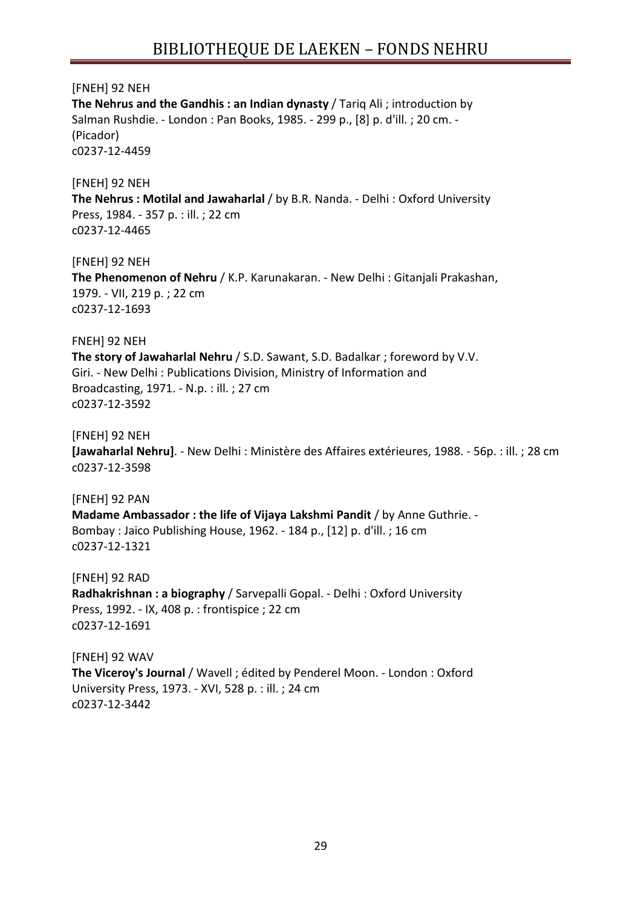[FNEH] 92 NEH
**The Nehrus and the Gandhis : an Indian dynasty** / Tariq Ali ; introduction by Salman Rushdie. - London : Pan Books, 1985. - 299 p., [8] p. d'ill. ; 20 cm. - (Picador)
c0237-12-4459

[FNEH] 92 NEH
**The Nehrus : Motilal and Jawaharlal** / by B.R. Nanda. - Delhi : Oxford University Press, 1984. - 357 p. : ill. ; 22 cm
c0237-12-4465

[FNEH] 92 NEH
**The Phenomenon of Nehru** / K.P. Karunakaran. - New Delhi : Gitanjali Prakashan, 1979. - VII, 219 p. ; 22 cm
c0237-12-1693

FNEH] 92 NEH
**The story of Jawaharlal Nehru** / S.D. Sawant, S.D. Badalkar ; foreword by V.V. Giri. - New Delhi : Publications Division, Ministry of Information and Broadcasting, 1971. - N.p. : ill. ; 27 cm
c0237-12-3592

[FNEH] 92 NEH
**[Jawaharlal Nehru]**. - New Delhi : Ministère des Affaires extérieures, 1988. - 56p. : ill. ; 28 cm
c0237-12-3598

[FNEH] 92 PAN
**Madame Ambassador : the life of Vijaya Lakshmi Pandit** / by Anne Guthrie. - Bombay : Jaico Publishing House, 1962. - 184 p., [12] p. d'ill. ; 16 cm
c0237-12-1321

[FNEH] 92 RAD
**Radhakrishnan : a biography** / Sarvepalli Gopal. - Delhi : Oxford University Press, 1992. - IX, 408 p. : frontispice ; 22 cm
c0237-12-1691

[FNEH] 92 WAV
**The Viceroy's Journal** / Wavell ; édited by Penderel Moon. - London : Oxford University Press, 1973. - XVI, 528 p. : ill. ; 24 cm
c0237-12-3442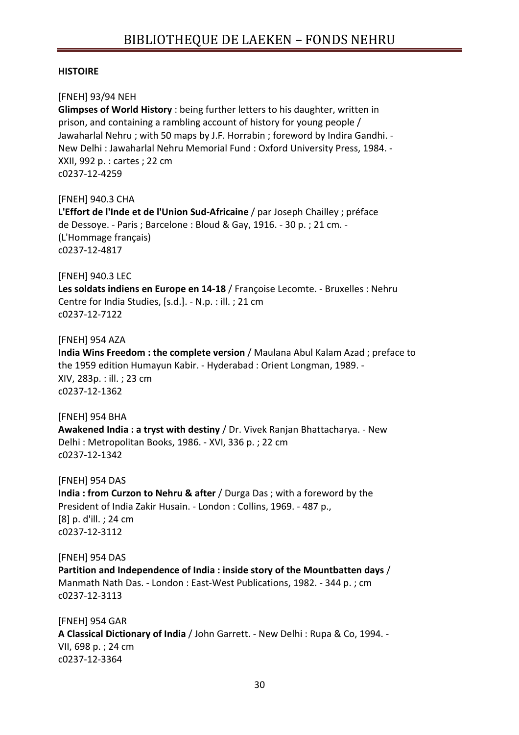**HISTOIRE**

[FNEH] 93/94 NEH
**Glimpses of World History** : being further letters to his daughter, written in prison, and containing a rambling account of history for young people / Jawaharlal Nehru ; with 50 maps by J.F. Horrabin ; foreword by Indira Gandhi. - New Delhi : Jawaharlal Nehru Memorial Fund : Oxford University Press, 1984. - XXII, 992 p. : cartes ; 22 cm
c0237-12-4259

[FNEH] 940.3 CHA
**L'Effort de l'Inde et de l'Union Sud-Africaine** / par Joseph Chailley ; préface de Dessoye. - Paris ; Barcelone : Bloud & Gay, 1916. - 30 p. ; 21 cm. - (L'Hommage français)
c0237-12-4817

[FNEH] 940.3 LEC
**Les soldats indiens en Europe en 14-18** / Françoise Lecomte. - Bruxelles : Nehru Centre for India Studies, [s.d.]. - N.p. : ill. ; 21 cm
c0237-12-7122

[FNEH] 954 AZA
**India Wins Freedom : the complete version** / Maulana Abul Kalam Azad ; preface to the 1959 edition Humayun Kabir. - Hyderabad : Orient Longman, 1989. - XIV, 283p. : ill. ; 23 cm
c0237-12-1362

[FNEH] 954 BHA
**Awakened India : a tryst with destiny** / Dr. Vivek Ranjan Bhattacharya. - New Delhi : Metropolitan Books, 1986. - XVI, 336 p. ; 22 cm
c0237-12-1342

[FNEH] 954 DAS
**India : from Curzon to Nehru & after** / Durga Das ; with a foreword by the President of India Zakir Husain. - London : Collins, 1969. - 487 p., [8] p. d'ill. ; 24 cm
c0237-12-3112

[FNEH] 954 DAS
**Partition and Independence of India : inside story of the Mountbatten days** / Manmath Nath Das. - London : East-West Publications, 1982. - 344 p. ; cm
c0237-12-3113

[FNEH] 954 GAR
**A Classical Dictionary of India** / John Garrett. - New Delhi : Rupa & Co, 1994. - VII, 698 p. ; 24 cm
c0237-12-3364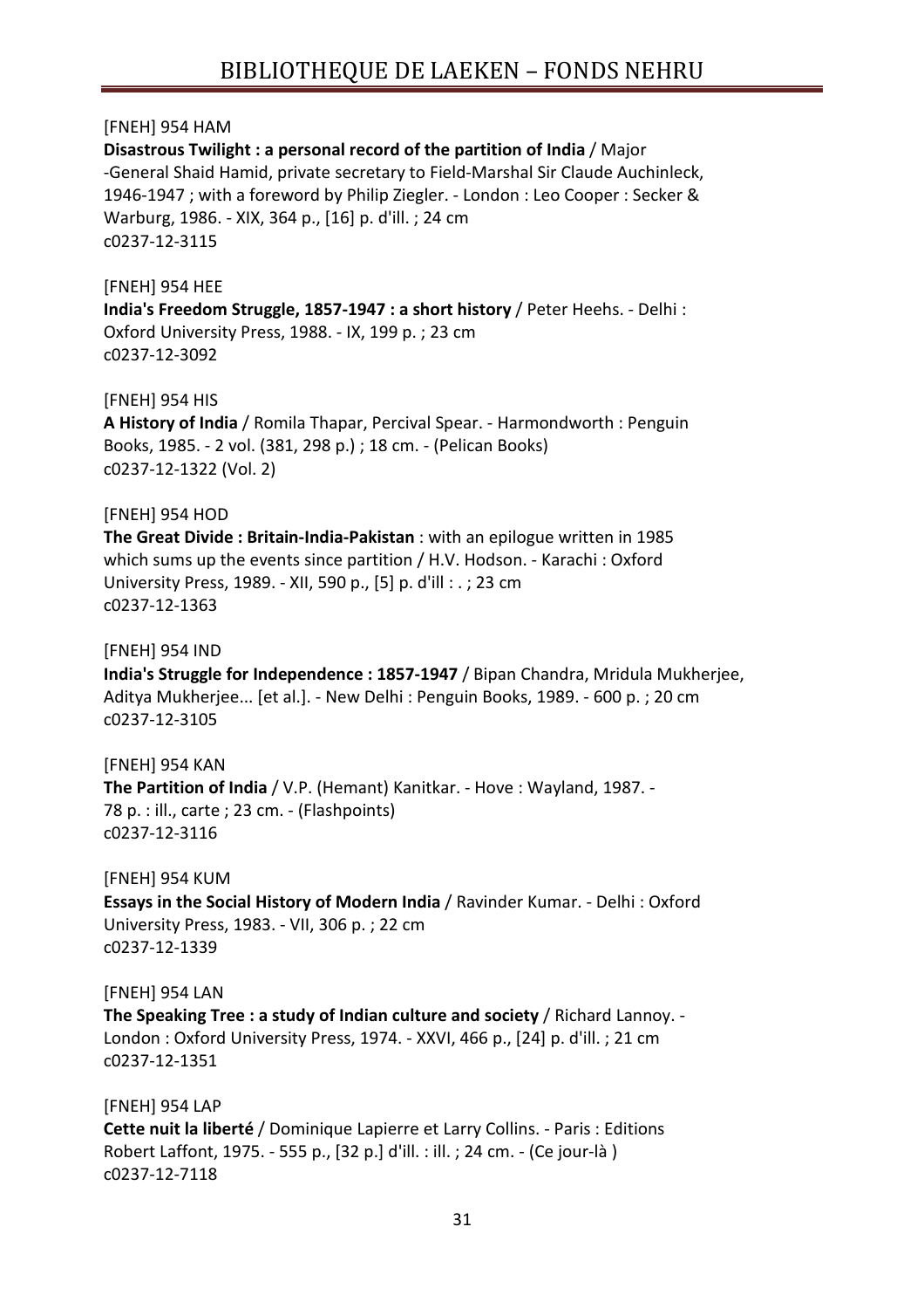[FNEH] 954 HAM
**Disastrous Twilight : a personal record of the partition of India** / Major -General Shaid Hamid, private secretary to Field-Marshal Sir Claude Auchinleck, 1946-1947 ; with a foreword by Philip Ziegler. - London : Leo Cooper : Secker & Warburg, 1986. - XIX, 364 p., [16] p. d'ill. ; 24 cm
c0237-12-3115

[FNEH] 954 HEE
**India's Freedom Struggle, 1857-1947 : a short history** / Peter Heehs. - Delhi : Oxford University Press, 1988. - IX, 199 p. ; 23 cm
c0237-12-3092

[FNEH] 954 HIS
**A History of India** / Romila Thapar, Percival Spear. - Harmondworth : Penguin Books, 1985. - 2 vol. (381, 298 p.) ; 18 cm. - (Pelican Books)
c0237-12-1322 (Vol. 2)

[FNEH] 954 HOD
**The Great Divide : Britain-India-Pakistan** : with an epilogue written in 1985 which sums up the events since partition / H.V. Hodson. - Karachi : Oxford University Press, 1989. - XII, 590 p., [5] p. d'ill : . ; 23 cm
c0237-12-1363

[FNEH] 954 IND
**India's Struggle for Independence : 1857-1947** / Bipan Chandra, Mridula Mukherjee, Aditya Mukherjee... [et al.]. - New Delhi : Penguin Books, 1989. - 600 p. ; 20 cm
c0237-12-3105

[FNEH] 954 KAN
**The Partition of India** / V.P. (Hemant) Kanitkar. - Hove : Wayland, 1987. - 78 p. : ill., carte ; 23 cm. - (Flashpoints)
c0237-12-3116

[FNEH] 954 KUM
**Essays in the Social History of Modern India** / Ravinder Kumar. - Delhi : Oxford University Press, 1983. - VII, 306 p. ; 22 cm
c0237-12-1339

[FNEH] 954 LAN
**The Speaking Tree : a study of Indian culture and society** / Richard Lannoy. - London : Oxford University Press, 1974. - XXVI, 466 p., [24] p. d'ill. ; 21 cm
c0237-12-1351

[FNEH] 954 LAP
**Cette nuit la liberté** / Dominique Lapierre et Larry Collins. - Paris : Editions Robert Laffont, 1975. - 555 p., [32 p.] d'ill. : ill. ; 24 cm. - (Ce jour-là )
c0237-12-7118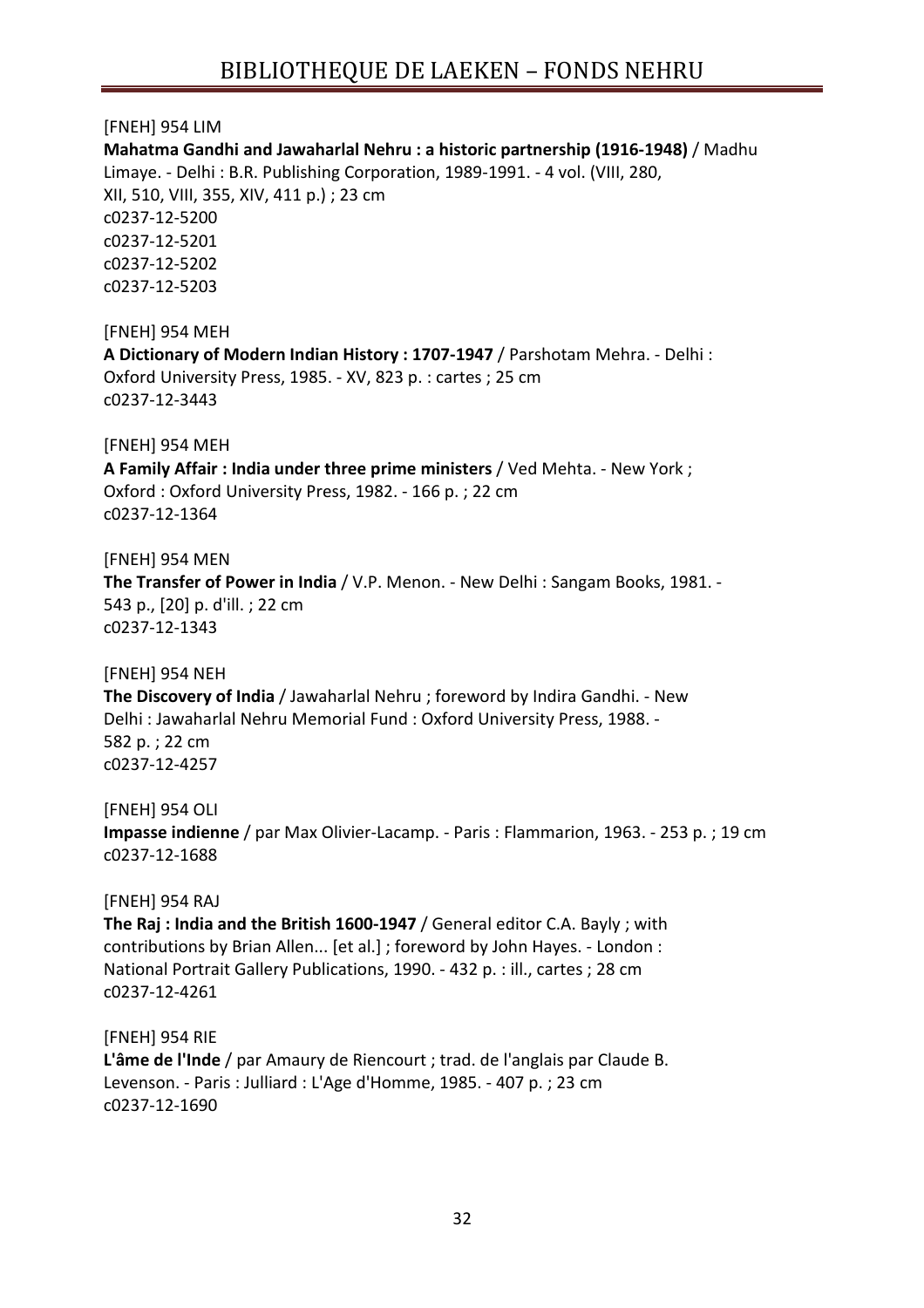[FNEH] 954 LIM
**Mahatma Gandhi and Jawaharlal Nehru : a historic partnership (1916-1948)** / Madhu Limaye. - Delhi : B.R. Publishing Corporation, 1989-1991. - 4 vol. (VIII, 280, XII, 510, VIII, 355, XIV, 411 p.) ; 23 cm
c0237-12-5200
c0237-12-5201
c0237-12-5202
c0237-12-5203

[FNEH] 954 MEH
**A Dictionary of Modern Indian History : 1707-1947** / Parshotam Mehra. - Delhi : Oxford University Press, 1985. - XV, 823 p. : cartes ; 25 cm
c0237-12-3443

[FNEH] 954 MEH
**A Family Affair : India under three prime ministers** / Ved Mehta. - New York ; Oxford : Oxford University Press, 1982. - 166 p. ; 22 cm
c0237-12-1364

[FNEH] 954 MEN
**The Transfer of Power in India** / V.P. Menon. - New Delhi : Sangam Books, 1981. - 543 p., [20] p. d'ill. ; 22 cm
c0237-12-1343

[FNEH] 954 NEH
**The Discovery of India** / Jawaharlal Nehru ; foreword by Indira Gandhi. - New Delhi : Jawaharlal Nehru Memorial Fund : Oxford University Press, 1988. - 582 p. ; 22 cm
c0237-12-4257

[FNEH] 954 OLI
**Impasse indienne** / par Max Olivier-Lacamp. - Paris : Flammarion, 1963. - 253 p. ; 19 cm
c0237-12-1688

[FNEH] 954 RAJ
**The Raj : India and the British 1600-1947** / General editor C.A. Bayly ; with contributions by Brian Allen... [et al.] ; foreword by John Hayes. - London : National Portrait Gallery Publications, 1990. - 432 p. : ill., cartes ; 28 cm
c0237-12-4261

[FNEH] 954 RIE
**L'âme de l'Inde** / par Amaury de Riencourt ; trad. de l'anglais par Claude B. Levenson. - Paris : Julliard : L'Age d'Homme, 1985. - 407 p. ; 23 cm
c0237-12-1690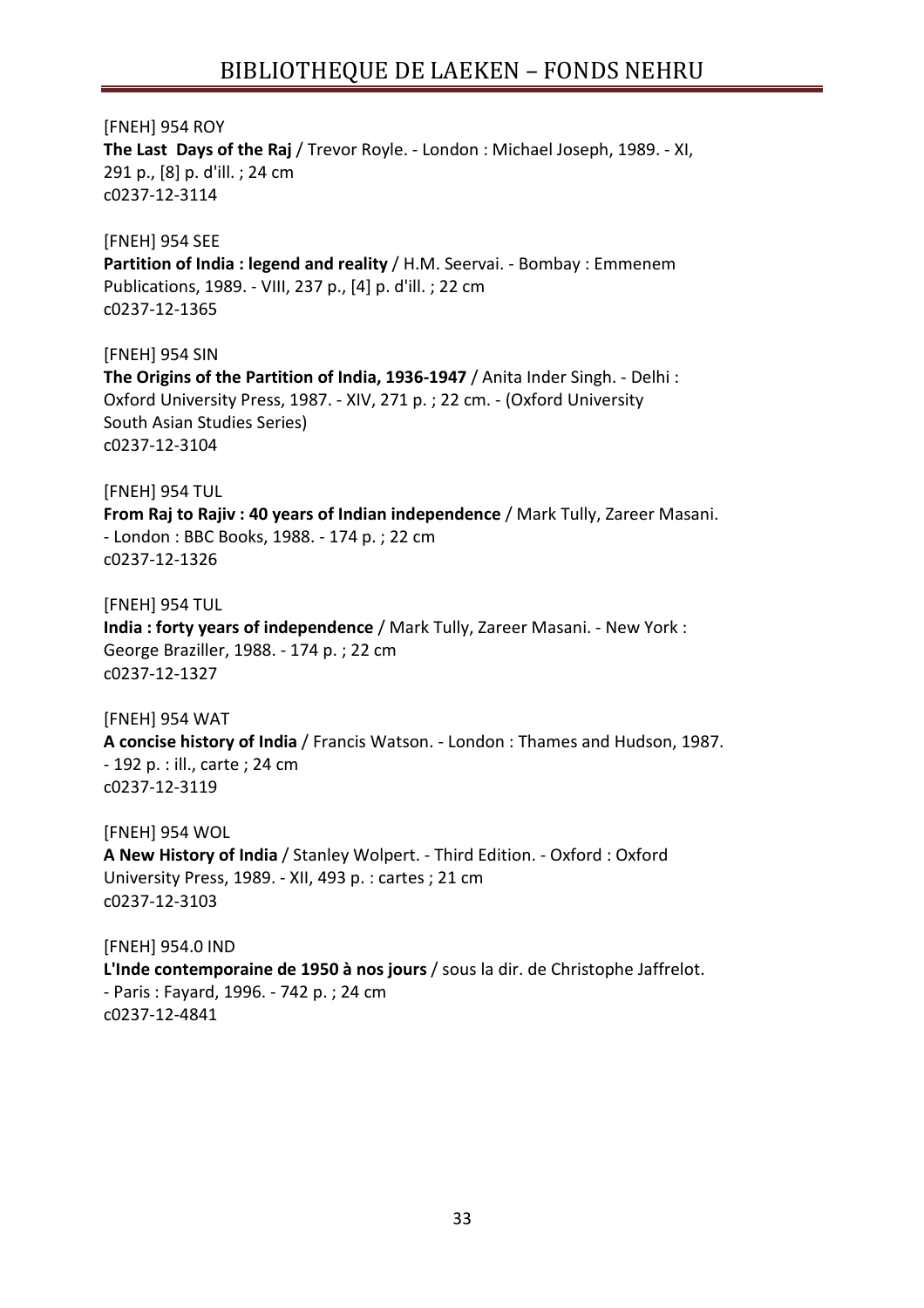[FNEH] 954 ROY
**The Last  Days of the Raj** / Trevor Royle. - London : Michael Joseph, 1989. - XI, 291 p., [8] p. d'ill. ; 24 cm
c0237-12-3114

[FNEH] 954 SEE
**Partition of India : legend and reality** / H.M. Seervai. - Bombay : Emmenem Publications, 1989. - VIII, 237 p., [4] p. d'ill. ; 22 cm
c0237-12-1365

[FNEH] 954 SIN
**The Origins of the Partition of India, 1936-1947** / Anita Inder Singh. - Delhi : Oxford University Press, 1987. - XIV, 271 p. ; 22 cm. - (Oxford University South Asian Studies Series)
c0237-12-3104

[FNEH] 954 TUL
**From Raj to Rajiv : 40 years of Indian independence** / Mark Tully, Zareer Masani. - London : BBC Books, 1988. - 174 p. ; 22 cm
c0237-12-1326

[FNEH] 954 TUL
**India : forty years of independence** / Mark Tully, Zareer Masani. - New York : George Braziller, 1988. - 174 p. ; 22 cm
c0237-12-1327

[FNEH] 954 WAT
**A concise history of India** / Francis Watson. - London : Thames and Hudson, 1987. - 192 p. : ill., carte ; 24 cm
c0237-12-3119

[FNEH] 954 WOL
**A New History of India** / Stanley Wolpert. - Third Edition. - Oxford : Oxford University Press, 1989. - XII, 493 p. : cartes ; 21 cm
c0237-12-3103

[FNEH] 954.0 IND
**L'Inde contemporaine de 1950 à nos jours** / sous la dir. de Christophe Jaffrelot. - Paris : Fayard, 1996. - 742 p. ; 24 cm
c0237-12-4841